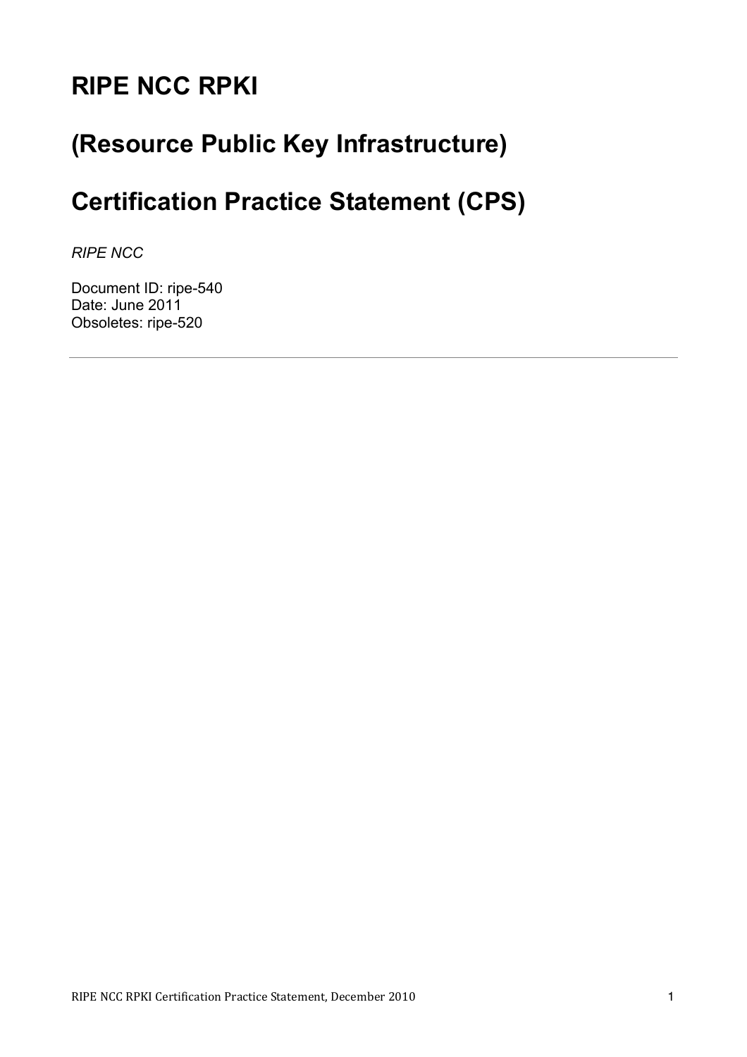# RIPE NCC RPKI

# (Resource Public Key Infrastructure)

# Certification Practice Statement (CPS)

*RIPE NCC*

Document ID: ripe-540
Date: June 2011
Obsoletes: ripe-520

---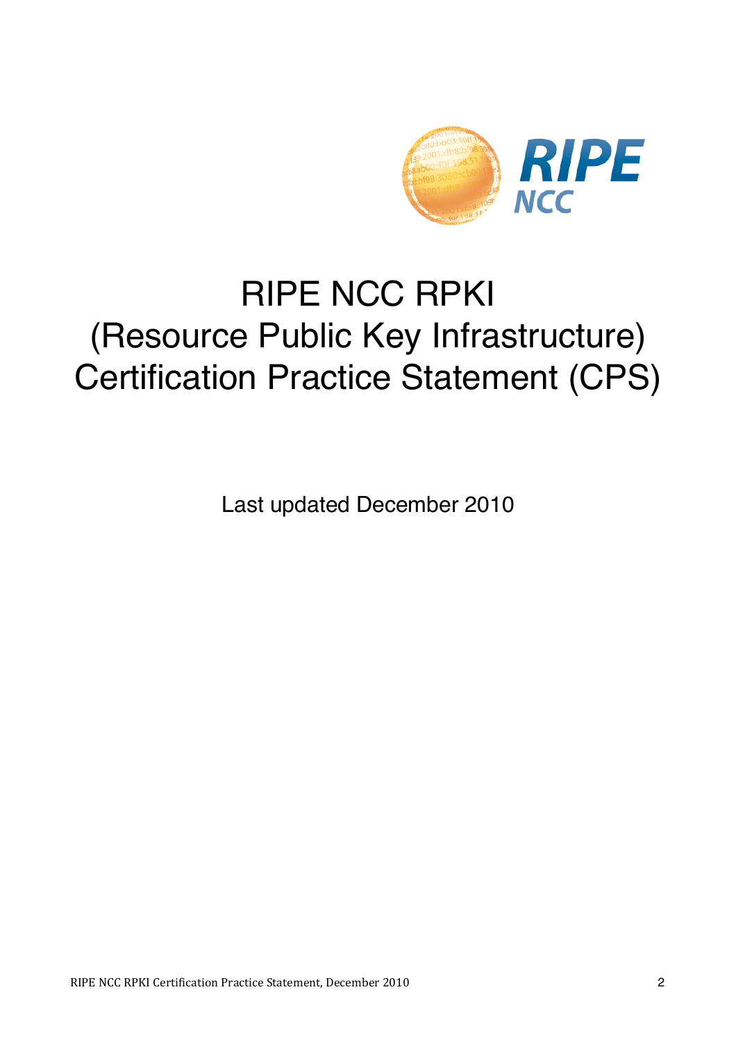# RIPE NCC RPKI (Resource Public Key Infrastructure) Certification Practice Statement (CPS)

Last updated December 2010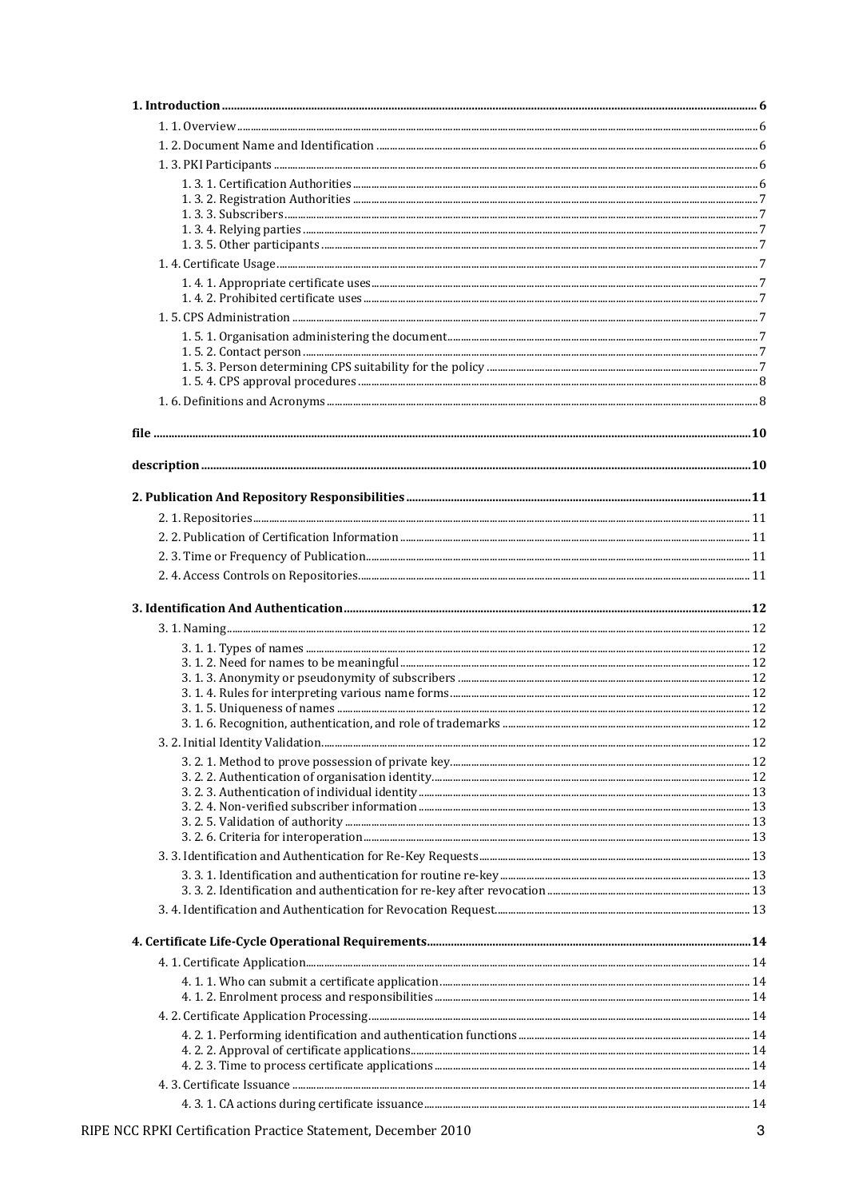1. Introduction ........................................................................................................ 6

1. 1. Overview ........................................................................................................ 6

1. 2. Document Name and Identification ........................................................................................................ 6

1. 3. PKI Participants ........................................................................................................ 6

1. 3. 1. Certification Authorities ........................................................................................................ 6
1. 3. 2. Registration Authorities ........................................................................................................ 7
1. 3. 3. Subscribers ........................................................................................................ 7
1. 3. 4. Relying parties ........................................................................................................ 7
1. 3. 5. Other participants ........................................................................................................ 7

1. 4. Certificate Usage ........................................................................................................ 7

1. 4. 1. Appropriate certificate uses ........................................................................................................ 7
1. 4. 2. Prohibited certificate uses ........................................................................................................ 7

1. 5. CPS Administration ........................................................................................................ 7

1. 5. 1. Organisation administering the document ........................................................................................................ 7
1. 5. 2. Contact person ........................................................................................................ 7
1. 5. 3. Person determining CPS suitability for the policy ........................................................................................................ 7
1. 5. 4. CPS approval procedures ........................................................................................................ 8

1. 6. Definitions and Acronyms ........................................................................................................ 8

file ........................................................................................................ 10

description ........................................................................................................ 10

2. Publication And Repository Responsibilities ........................................................................................................ 11

2. 1. Repositories ........................................................................................................ 11

2. 2. Publication of Certification Information ........................................................................................................ 11

2. 3. Time or Frequency of Publication ........................................................................................................ 11

2. 4. Access Controls on Repositories ........................................................................................................ 11

3. Identification And Authentication ........................................................................................................ 12

3. 1. Naming ........................................................................................................ 12

3. 1. 1. Types of names ........................................................................................................ 12
3. 1. 2. Need for names to be meaningful ........................................................................................................ 12
3. 1. 3. Anonymity or pseudonymity of subscribers ........................................................................................................ 12
3. 1. 4. Rules for interpreting various name forms ........................................................................................................ 12
3. 1. 5. Uniqueness of names ........................................................................................................ 12
3. 1. 6. Recognition, authentication, and role of trademarks ........................................................................................................ 12

3. 2. Initial Identity Validation ........................................................................................................ 12

3. 2. 1. Method to prove possession of private key ........................................................................................................ 12
3. 2. 2. Authentication of organisation identity ........................................................................................................ 12
3. 2. 3. Authentication of individual identity ........................................................................................................ 13
3. 2. 4. Non-verified subscriber information ........................................................................................................ 13
3. 2. 5. Validation of authority ........................................................................................................ 13
3. 2. 6. Criteria for interoperation ........................................................................................................ 13

3. 3. Identification and Authentication for Re-Key Requests ........................................................................................................ 13

3. 3. 1. Identification and authentication for routine re-key ........................................................................................................ 13
3. 3. 2. Identification and authentication for re-key after revocation ........................................................................................................ 13

3. 4. Identification and Authentication for Revocation Request ........................................................................................................ 13

4. Certificate Life-Cycle Operational Requirements ........................................................................................................ 14

4. 1. Certificate Application ........................................................................................................ 14

4. 1. 1. Who can submit a certificate application ........................................................................................................ 14
4. 1. 2. Enrolment process and responsibilities ........................................................................................................ 14

4. 2. Certificate Application Processing ........................................................................................................ 14

4. 2. 1. Performing identification and authentication functions ........................................................................................................ 14
4. 2. 2. Approval of certificate applications ........................................................................................................ 14
4. 2. 3. Time to process certificate applications ........................................................................................................ 14

4. 3. Certificate Issuance ........................................................................................................ 14

4. 3. 1. CA actions during certificate issuance ........................................................................................................ 14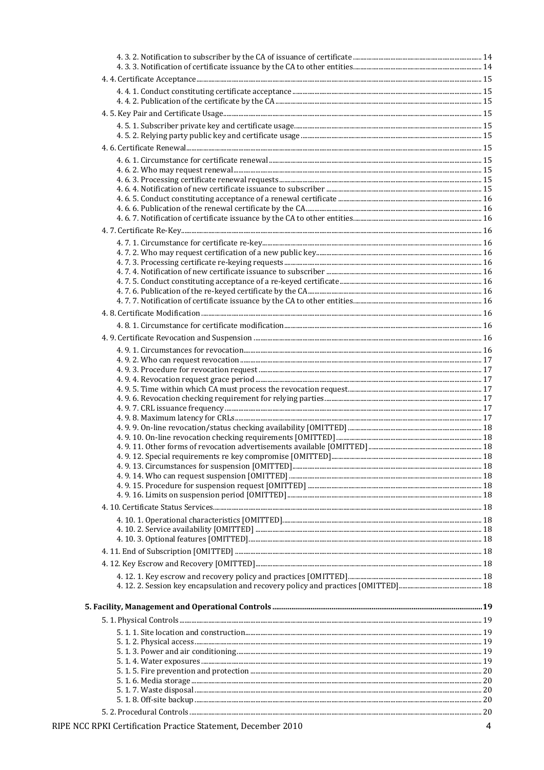4. 3. 2. Notification to subscriber by the CA of issuance of certificate ........ 14
4. 3. 3. Notification of certificate issuance by the CA to other entities ........ 14

4. 4. Certificate Acceptance ........ 15

4. 4. 1. Conduct constituting certificate acceptance ........ 15
4. 4. 2. Publication of the certificate by the CA ........ 15

4. 5. Key Pair and Certificate Usage ........ 15

4. 5. 1. Subscriber private key and certificate usage ........ 15
4. 5. 2. Relying party public key and certificate usage ........ 15

4. 6. Certificate Renewal ........ 15

4. 6. 1. Circumstance for certificate renewal ........ 15
4. 6. 2. Who may request renewal ........ 15
4. 6. 3. Processing certificate renewal requests ........ 15
4. 6. 4. Notification of new certificate issuance to subscriber ........ 15
4. 6. 5. Conduct constituting acceptance of a renewal certificate ........ 16
4. 6. 6. Publication of the renewal certificate by the CA ........ 16
4. 6. 7. Notification of certificate issuance by the CA to other entities ........ 16

4. 7. Certificate Re-Key ........ 16

4. 7. 1. Circumstance for certificate re-key ........ 16
4. 7. 2. Who may request certification of a new public key ........ 16
4. 7. 3. Processing certificate re-keying requests ........ 16
4. 7. 4. Notification of new certificate issuance to subscriber ........ 16
4. 7. 5. Conduct constituting acceptance of a re-keyed certificate ........ 16
4. 7. 6. Publication of the re-keyed certificate by the CA ........ 16
4. 7. 7. Notification of certificate issuance by the CA to other entities ........ 16

4. 8. Certificate Modification ........ 16

4. 8. 1. Circumstance for certificate modification ........ 16

4. 9. Certificate Revocation and Suspension ........ 16

4. 9. 1. Circumstances for revocation ........ 16
4. 9. 2. Who can request revocation ........ 17
4. 9. 3. Procedure for revocation request ........ 17
4. 9. 4. Revocation request grace period ........ 17
4. 9. 5. Time within which CA must process the revocation request ........ 17
4. 9. 6. Revocation checking requirement for relying parties ........ 17
4. 9. 7. CRL issuance frequency ........ 17
4. 9. 8. Maximum latency for CRLs ........ 17
4. 9. 9. On-line revocation/status checking availability [OMITTED] ........ 18
4. 9. 10. On-line revocation checking requirements [OMITTED] ........ 18
4. 9. 11. Other forms of revocation advertisements available [OMITTED] ........ 18
4. 9. 12. Special requirements re key compromise [OMITTED] ........ 18
4. 9. 13. Circumstances for suspension [OMITTED] ........ 18
4. 9. 14. Who can request suspension [OMITTED] ........ 18
4. 9. 15. Procedure for suspension request [OMITTED] ........ 18
4. 9. 16. Limits on suspension period [OMITTED] ........ 18

4. 10. Certificate Status Services ........ 18

4. 10. 1. Operational characteristics [OMITTED] ........ 18
4. 10. 2. Service availability [OMITTED] ........ 18
4. 10. 3. Optional features [OMITTED] ........ 18

4. 11. End of Subscription [OMITTED] ........ 18

4. 12. Key Escrow and Recovery [OMITTED] ........ 18

4. 12. 1. Key escrow and recovery policy and practices [OMITTED] ........ 18
4. 12. 2. Session key encapsulation and recovery policy and practices [OMITTED] ........ 18

**5. Facility, Management and Operational Controls ........ 19**

5. 1. Physical Controls ........ 19

5. 1. 1. Site location and construction ........ 19
5. 1. 2. Physical access ........ 19
5. 1. 3. Power and air conditioning ........ 19
5. 1. 4. Water exposures ........ 19
5. 1. 5. Fire prevention and protection ........ 20
5. 1. 6. Media storage ........ 20
5. 1. 7. Waste disposal ........ 20
5. 1. 8. Off-site backup ........ 20

5. 2. Procedural Controls ........ 20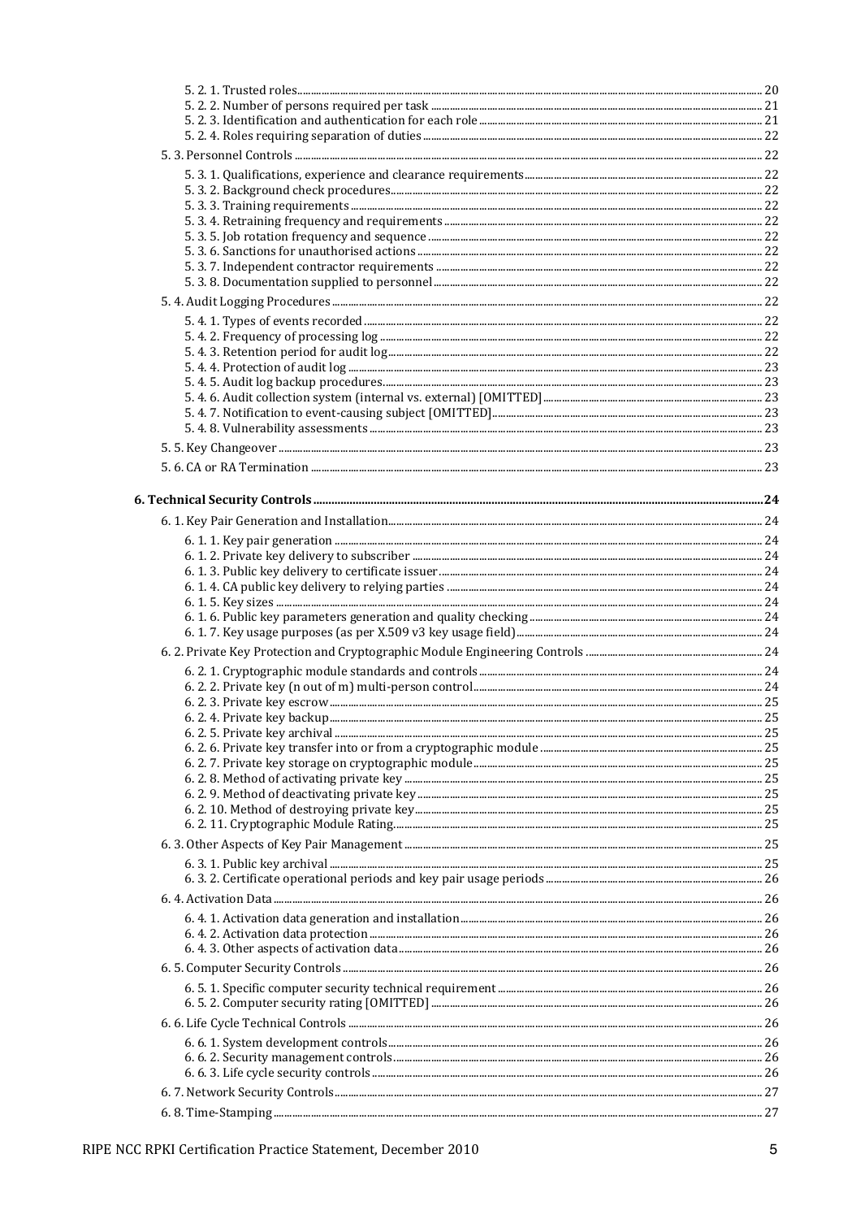5. 2. 1. Trusted roles ..... 20
5. 2. 2. Number of persons required per task ..... 21
5. 2. 3. Identification and authentication for each role ..... 21
5. 2. 4. Roles requiring separation of duties ..... 22

5. 3. Personnel Controls ..... 22

5. 3. 1. Qualifications, experience and clearance requirements ..... 22
5. 3. 2. Background check procedures ..... 22
5. 3. 3. Training requirements ..... 22
5. 3. 4. Retraining frequency and requirements ..... 22
5. 3. 5. Job rotation frequency and sequence ..... 22
5. 3. 6. Sanctions for unauthorised actions ..... 22
5. 3. 7. Independent contractor requirements ..... 22
5. 3. 8. Documentation supplied to personnel ..... 22

5. 4. Audit Logging Procedures ..... 22

5. 4. 1. Types of events recorded ..... 22
5. 4. 2. Frequency of processing log ..... 22
5. 4. 3. Retention period for audit log ..... 22
5. 4. 4. Protection of audit log ..... 23
5. 4. 5. Audit log backup procedures ..... 23
5. 4. 6. Audit collection system (internal vs. external) [OMITTED] ..... 23
5. 4. 7. Notification to event-causing subject [OMITTED] ..... 23
5. 4. 8. Vulnerability assessments ..... 23

5. 5. Key Changeover ..... 23

5. 6. CA or RA Termination ..... 23

**6. Technical Security Controls ..... 24**

6. 1. Key Pair Generation and Installation ..... 24

6. 1. 1. Key pair generation ..... 24
6. 1. 2. Private key delivery to subscriber ..... 24
6. 1. 3. Public key delivery to certificate issuer ..... 24
6. 1. 4. CA public key delivery to relying parties ..... 24
6. 1. 5. Key sizes ..... 24
6. 1. 6. Public key parameters generation and quality checking ..... 24
6. 1. 7. Key usage purposes (as per X.509 v3 key usage field) ..... 24

6. 2. Private Key Protection and Cryptographic Module Engineering Controls ..... 24

6. 2. 1. Cryptographic module standards and controls ..... 24
6. 2. 2. Private key (n out of m) multi-person control ..... 24
6. 2. 3. Private key escrow ..... 25
6. 2. 4. Private key backup ..... 25
6. 2. 5. Private key archival ..... 25
6. 2. 6. Private key transfer into or from a cryptographic module ..... 25
6. 2. 7. Private key storage on cryptographic module ..... 25
6. 2. 8. Method of activating private key ..... 25
6. 2. 9. Method of deactivating private key ..... 25
6. 2. 10. Method of destroying private key ..... 25
6. 2. 11. Cryptographic Module Rating ..... 25

6. 3. Other Aspects of Key Pair Management ..... 25

6. 3. 1. Public key archival ..... 25
6. 3. 2. Certificate operational periods and key pair usage periods ..... 26

6. 4. Activation Data ..... 26

6. 4. 1. Activation data generation and installation ..... 26
6. 4. 2. Activation data protection ..... 26
6. 4. 3. Other aspects of activation data ..... 26

6. 5. Computer Security Controls ..... 26

6. 5. 1. Specific computer security technical requirement ..... 26
6. 5. 2. Computer security rating [OMITTED] ..... 26

6. 6. Life Cycle Technical Controls ..... 26

6. 6. 1. System development controls ..... 26
6. 6. 2. Security management controls ..... 26
6. 6. 3. Life cycle security controls ..... 26

6. 7. Network Security Controls ..... 27

6. 8. Time-Stamping ..... 27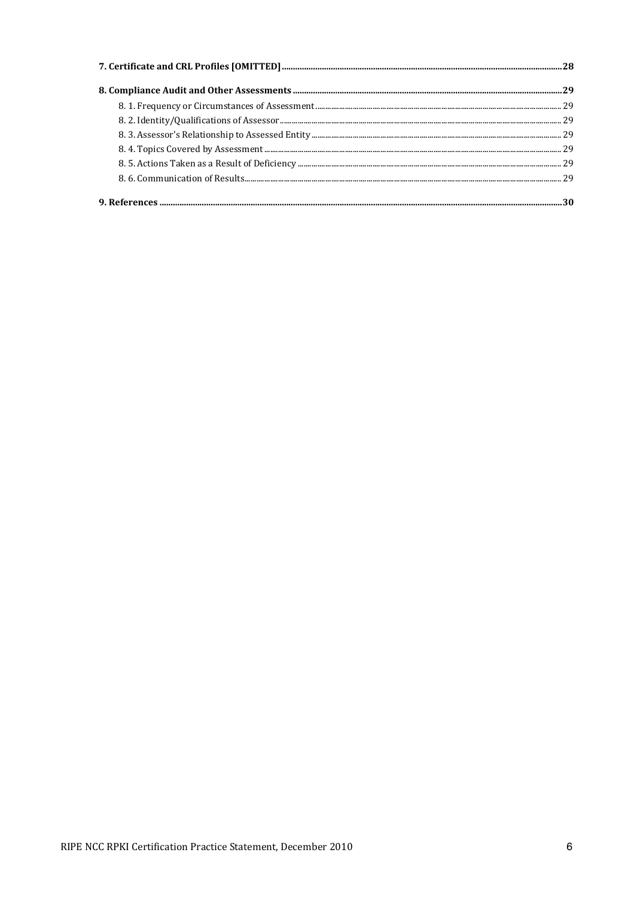**7. Certificate and CRL Profiles [OMITTED]** .......... **28**

**8. Compliance Audit and Other Assessments** .......... **29**

- 8. 1. Frequency or Circumstances of Assessment .......... 29
- 8. 2. Identity/Qualifications of Assessor .......... 29
- 8. 3. Assessor's Relationship to Assessed Entity .......... 29
- 8. 4. Topics Covered by Assessment .......... 29
- 8. 5. Actions Taken as a Result of Deficiency .......... 29
- 8. 6. Communication of Results .......... 29

**9. References** .......... **30**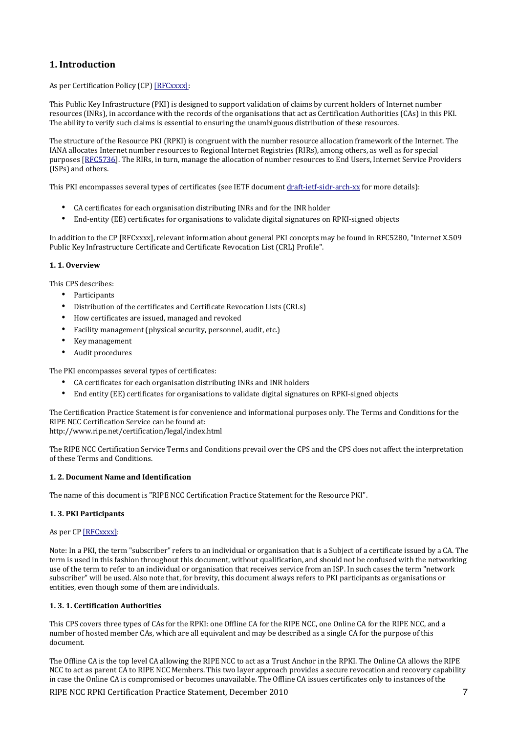# 1. Introduction

As per Certification Policy (CP) [RFCxxxx]:

This Public Key Infrastructure (PKI) is designed to support validation of claims by current holders of Internet number resources (INRs), in accordance with the records of the organisations that act as Certification Authorities (CAs) in this PKI. The ability to verify such claims is essential to ensuring the unambiguous distribution of these resources.

The structure of the Resource PKI (RPKI) is congruent with the number resource allocation framework of the Internet. The IANA allocates Internet number resources to Regional Internet Registries (RIRs), among others, as well as for special purposes [RFC5736]. The RIRs, in turn, manage the allocation of number resources to End Users, Internet Service Providers (ISPs) and others.

This PKI encompasses several types of certificates (see IETF document draft-ietf-sidr-arch-xx for more details):

- CA certificates for each organisation distributing INRs and for the INR holder
- End-entity (EE) certificates for organisations to validate digital signatures on RPKI-signed objects

In addition to the CP [RFCxxxx], relevant information about general PKI concepts may be found in RFC5280, "Internet X.509 Public Key Infrastructure Certificate and Certificate Revocation List (CRL) Profile".

### 1. 1. Overview

This CPS describes:

- Participants
- Distribution of the certificates and Certificate Revocation Lists (CRLs)
- How certificates are issued, managed and revoked
- Facility management (physical security, personnel, audit, etc.)
- Key management
- Audit procedures

The PKI encompasses several types of certificates:

- CA certificates for each organisation distributing INRs and INR holders
- End entity (EE) certificates for organisations to validate digital signatures on RPKI-signed objects

The Certification Practice Statement is for convenience and informational purposes only. The Terms and Conditions for the RIPE NCC Certification Service can be found at:
http://www.ripe.net/certification/legal/index.html

The RIPE NCC Certification Service Terms and Conditions prevail over the CPS and the CPS does not affect the interpretation of these Terms and Conditions.

### 1. 2. Document Name and Identification

The name of this document is "RIPE NCC Certification Practice Statement for the Resource PKI".

### 1. 3. PKI Participants

As per CP [RFCxxxx]:

Note: In a PKI, the term "subscriber" refers to an individual or organisation that is a Subject of a certificate issued by a CA. The term is used in this fashion throughout this document, without qualification, and should not be confused with the networking use of the term to refer to an individual or organisation that receives service from an ISP. In such cases the term "network subscriber" will be used. Also note that, for brevity, this document always refers to PKI participants as organisations or entities, even though some of them are individuals.

#### 1. 3. 1. Certification Authorities

This CPS covers three types of CAs for the RPKI: one Offline CA for the RIPE NCC, one Online CA for the RIPE NCC, and a number of hosted member CAs, which are all equivalent and may be described as a single CA for the purpose of this document.

The Offline CA is the top level CA allowing the RIPE NCC to act as a Trust Anchor in the RPKI. The Online CA allows the RIPE NCC to act as parent CA to RIPE NCC Members. This two layer approach provides a secure revocation and recovery capability in case the Online CA is compromised or becomes unavailable. The Offline CA issues certificates only to instances of the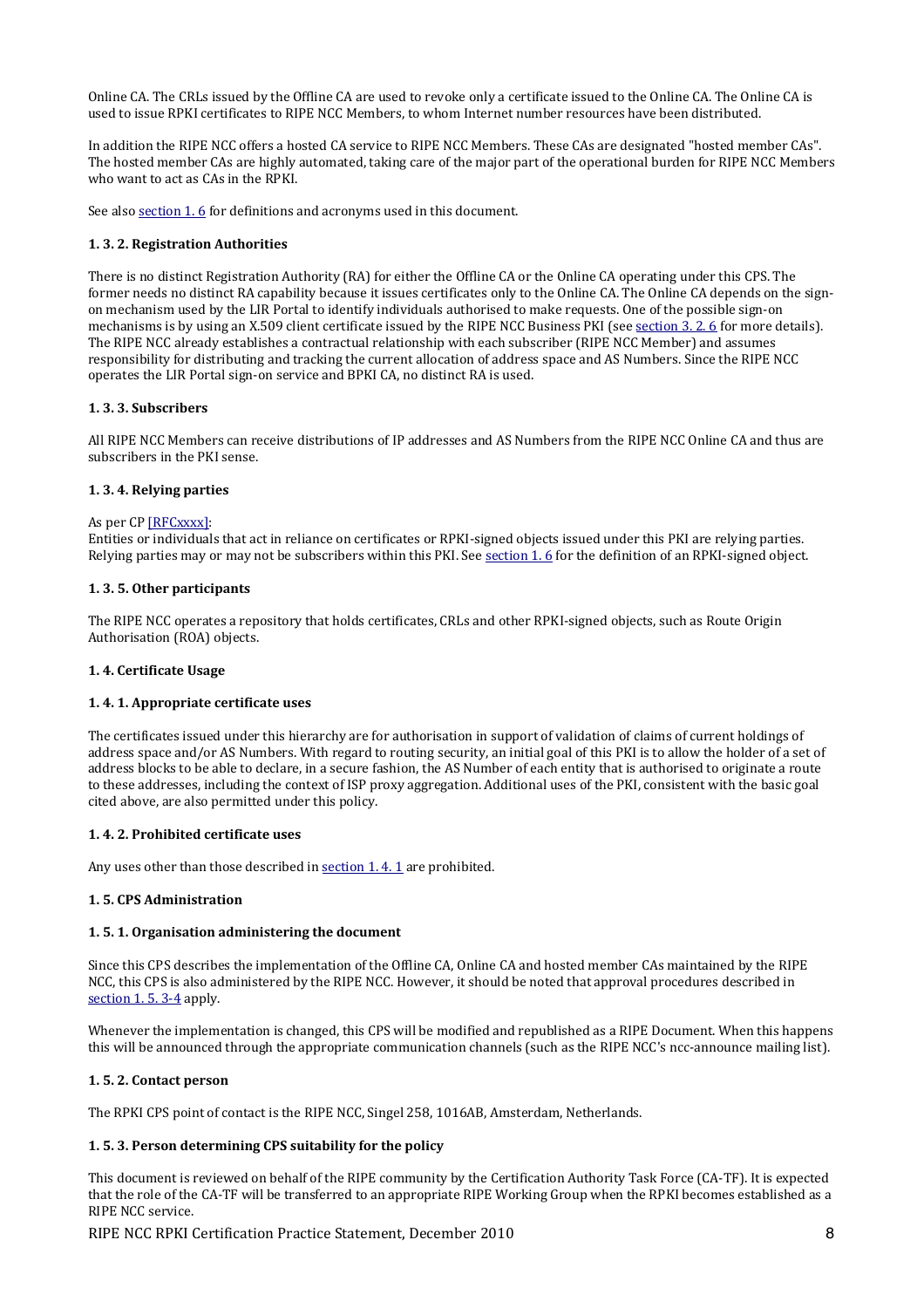Online CA. The CRLs issued by the Offline CA are used to revoke only a certificate issued to the Online CA. The Online CA is used to issue RPKI certificates to RIPE NCC Members, to whom Internet number resources have been distributed.

In addition the RIPE NCC offers a hosted CA service to RIPE NCC Members. These CAs are designated "hosted member CAs". The hosted member CAs are highly automated, taking care of the major part of the operational burden for RIPE NCC Members who want to act as CAs in the RPKI.

See also section 1. 6 for definitions and acronyms used in this document.

#### 1. 3. 2. Registration Authorities

There is no distinct Registration Authority (RA) for either the Offline CA or the Online CA operating under this CPS. The former needs no distinct RA capability because it issues certificates only to the Online CA. The Online CA depends on the sign-on mechanism used by the LIR Portal to identify individuals authorised to make requests. One of the possible sign-on mechanisms is by using an X.509 client certificate issued by the RIPE NCC Business PKI (see section 3. 2. 6 for more details). The RIPE NCC already establishes a contractual relationship with each subscriber (RIPE NCC Member) and assumes responsibility for distributing and tracking the current allocation of address space and AS Numbers. Since the RIPE NCC operates the LIR Portal sign-on service and BPKI CA, no distinct RA is used.

#### 1. 3. 3. Subscribers

All RIPE NCC Members can receive distributions of IP addresses and AS Numbers from the RIPE NCC Online CA and thus are subscribers in the PKI sense.

#### 1. 3. 4. Relying parties

As per CP [RFCxxxx]:
Entities or individuals that act in reliance on certificates or RPKI-signed objects issued under this PKI are relying parties. Relying parties may or may not be subscribers within this PKI. See section 1. 6 for the definition of an RPKI-signed object.

#### 1. 3. 5. Other participants

The RIPE NCC operates a repository that holds certificates, CRLs and other RPKI-signed objects, such as Route Origin Authorisation (ROA) objects.

### 1. 4. Certificate Usage

#### 1. 4. 1. Appropriate certificate uses

The certificates issued under this hierarchy are for authorisation in support of validation of claims of current holdings of address space and/or AS Numbers. With regard to routing security, an initial goal of this PKI is to allow the holder of a set of address blocks to be able to declare, in a secure fashion, the AS Number of each entity that is authorised to originate a route to these addresses, including the context of ISP proxy aggregation. Additional uses of the PKI, consistent with the basic goal cited above, are also permitted under this policy.

#### 1. 4. 2. Prohibited certificate uses

Any uses other than those described in section 1. 4. 1 are prohibited.

### 1. 5. CPS Administration

#### 1. 5. 1. Organisation administering the document

Since this CPS describes the implementation of the Offline CA, Online CA and hosted member CAs maintained by the RIPE NCC, this CPS is also administered by the RIPE NCC. However, it should be noted that approval procedures described in section 1. 5. 3-4 apply.

Whenever the implementation is changed, this CPS will be modified and republished as a RIPE Document. When this happens this will be announced through the appropriate communication channels (such as the RIPE NCC's ncc-announce mailing list).

#### 1. 5. 2. Contact person

The RPKI CPS point of contact is the RIPE NCC, Singel 258, 1016AB, Amsterdam, Netherlands.

#### 1. 5. 3. Person determining CPS suitability for the policy

This document is reviewed on behalf of the RIPE community by the Certification Authority Task Force (CA-TF). It is expected that the role of the CA-TF will be transferred to an appropriate RIPE Working Group when the RPKI becomes established as a RIPE NCC service.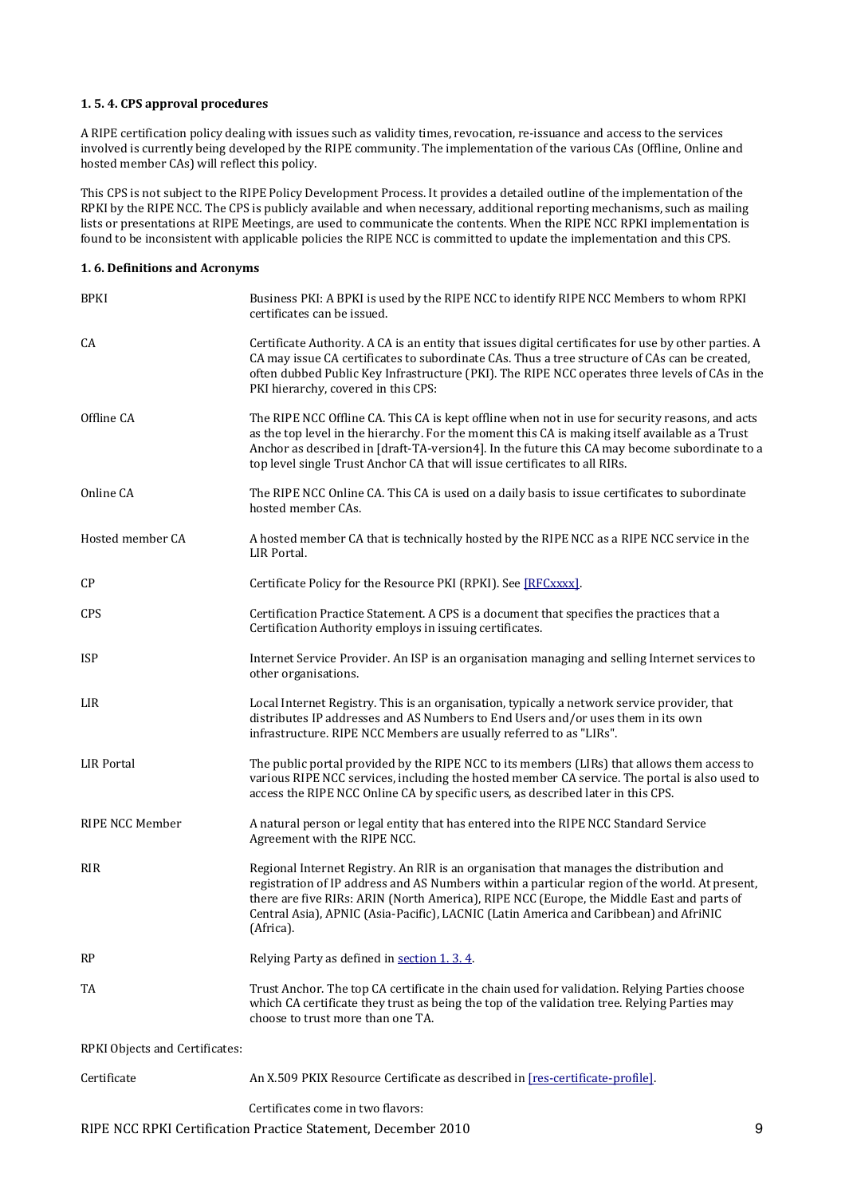#### 1. 5. 4. CPS approval procedures

A RIPE certification policy dealing with issues such as validity times, revocation, re-issuance and access to the services involved is currently being developed by the RIPE community. The implementation of the various CAs (Offline, Online and hosted member CAs) will reflect this policy.

This CPS is not subject to the RIPE Policy Development Process. It provides a detailed outline of the implementation of the RPKI by the RIPE NCC. The CPS is publicly available and when necessary, additional reporting mechanisms, such as mailing lists or presentations at RIPE Meetings, are used to communicate the contents. When the RIPE NCC RPKI implementation is found to be inconsistent with applicable policies the RIPE NCC is committed to update the implementation and this CPS.

### 1. 6. Definitions and Acronyms

| | |
|---|---|
| BPKI | Business PKI: A BPKI is used by the RIPE NCC to identify RIPE NCC Members to whom RPKI certificates can be issued. |
| CA | Certificate Authority. A CA is an entity that issues digital certificates for use by other parties. A CA may issue CA certificates to subordinate CAs. Thus a tree structure of CAs can be created, often dubbed Public Key Infrastructure (PKI). The RIPE NCC operates three levels of CAs in the PKI hierarchy, covered in this CPS: |
| Offline CA | The RIPE NCC Offline CA. This CA is kept offline when not in use for security reasons, and acts as the top level in the hierarchy. For the moment this CA is making itself available as a Trust Anchor as described in [draft-TA-version4]. In the future this CA may become subordinate to a top level single Trust Anchor CA that will issue certificates to all RIRs. |
| Online CA | The RIPE NCC Online CA. This CA is used on a daily basis to issue certificates to subordinate hosted member CAs. |
| Hosted member CA | A hosted member CA that is technically hosted by the RIPE NCC as a RIPE NCC service in the LIR Portal. |
| CP | Certificate Policy for the Resource PKI (RPKI). See [RFCxxxx]. |
| CPS | Certification Practice Statement. A CPS is a document that specifies the practices that a Certification Authority employs in issuing certificates. |
| ISP | Internet Service Provider. An ISP is an organisation managing and selling Internet services to other organisations. |
| LIR | Local Internet Registry. This is an organisation, typically a network service provider, that distributes IP addresses and AS Numbers to End Users and/or uses them in its own infrastructure. RIPE NCC Members are usually referred to as "LIRs". |
| LIR Portal | The public portal provided by the RIPE NCC to its members (LIRs) that allows them access to various RIPE NCC services, including the hosted member CA service. The portal is also used to access the RIPE NCC Online CA by specific users, as described later in this CPS. |
| RIPE NCC Member | A natural person or legal entity that has entered into the RIPE NCC Standard Service Agreement with the RIPE NCC. |
| RIR | Regional Internet Registry. An RIR is an organisation that manages the distribution and registration of IP address and AS Numbers within a particular region of the world. At present, there are five RIRs: ARIN (North America), RIPE NCC (Europe, the Middle East and parts of Central Asia), APNIC (Asia-Pacific), LACNIC (Latin America and Caribbean) and AfriNIC (Africa). |
| RP | Relying Party as defined in section 1. 3. 4. |
| TA | Trust Anchor. The top CA certificate in the chain used for validation. Relying Parties choose which CA certificate they trust as being the top of the validation tree. Relying Parties may choose to trust more than one TA. |
| RPKI Objects and Certificates: | |
| Certificate | An X.509 PKIX Resource Certificate as described in [res-certificate-profile].<br><br>Certificates come in two flavors: |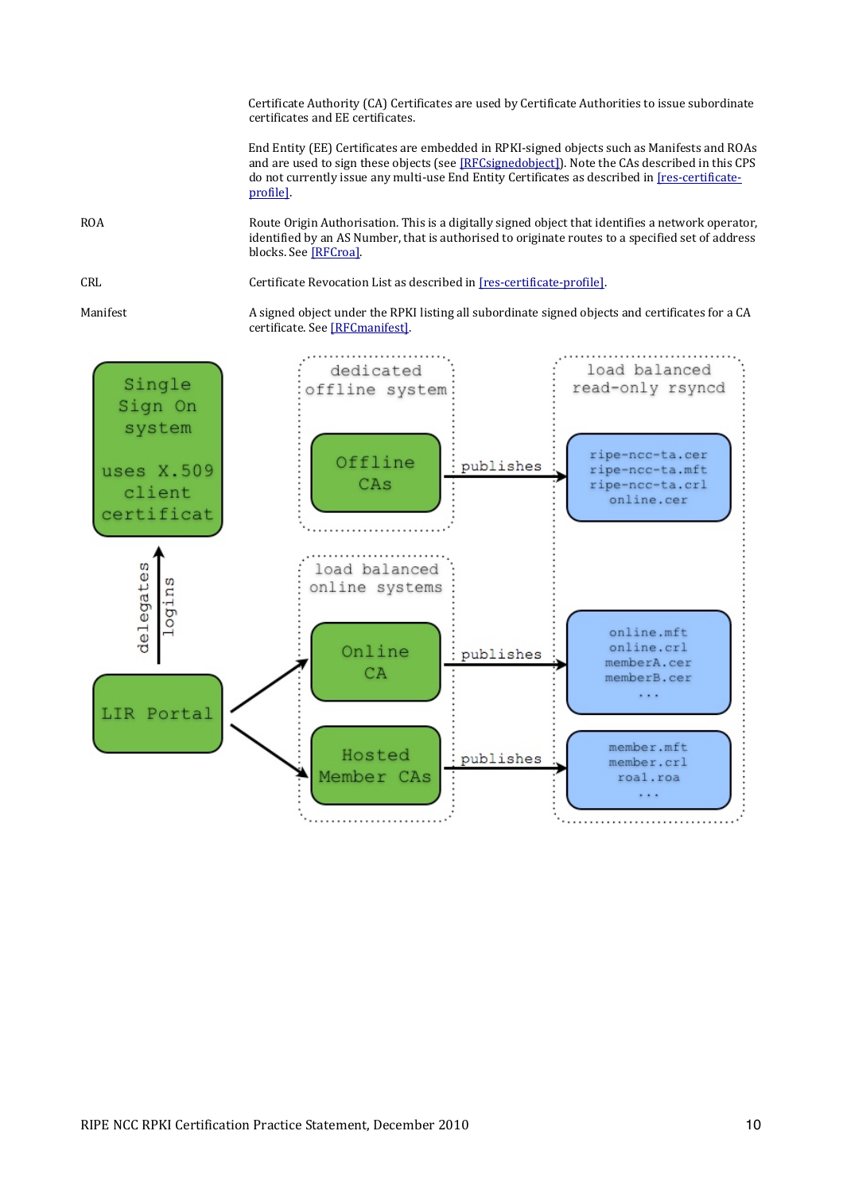Certificate Authority (CA) Certificates are used by Certificate Authorities to issue subordinate certificates and EE certificates.

End Entity (EE) Certificates are embedded in RPKI-signed objects such as Manifests and ROAs and are used to sign these objects (see [RFCsignedobject]). Note the CAs described in this CPS do not currently issue any multi-use End Entity Certificates as described in [res-certificate-profile].

**ROA**
Route Origin Authorisation. This is a digitally signed object that identifies a network operator, identified by an AS Number, that is authorised to originate routes to a specified set of address blocks. See [RFCroa].

**CRL**
Certificate Revocation List as described in [res-certificate-profile].

**Manifest**
A signed object under the RPKI listing all subordinate signed objects and certificates for a CA certificate. See [RFCmanifest].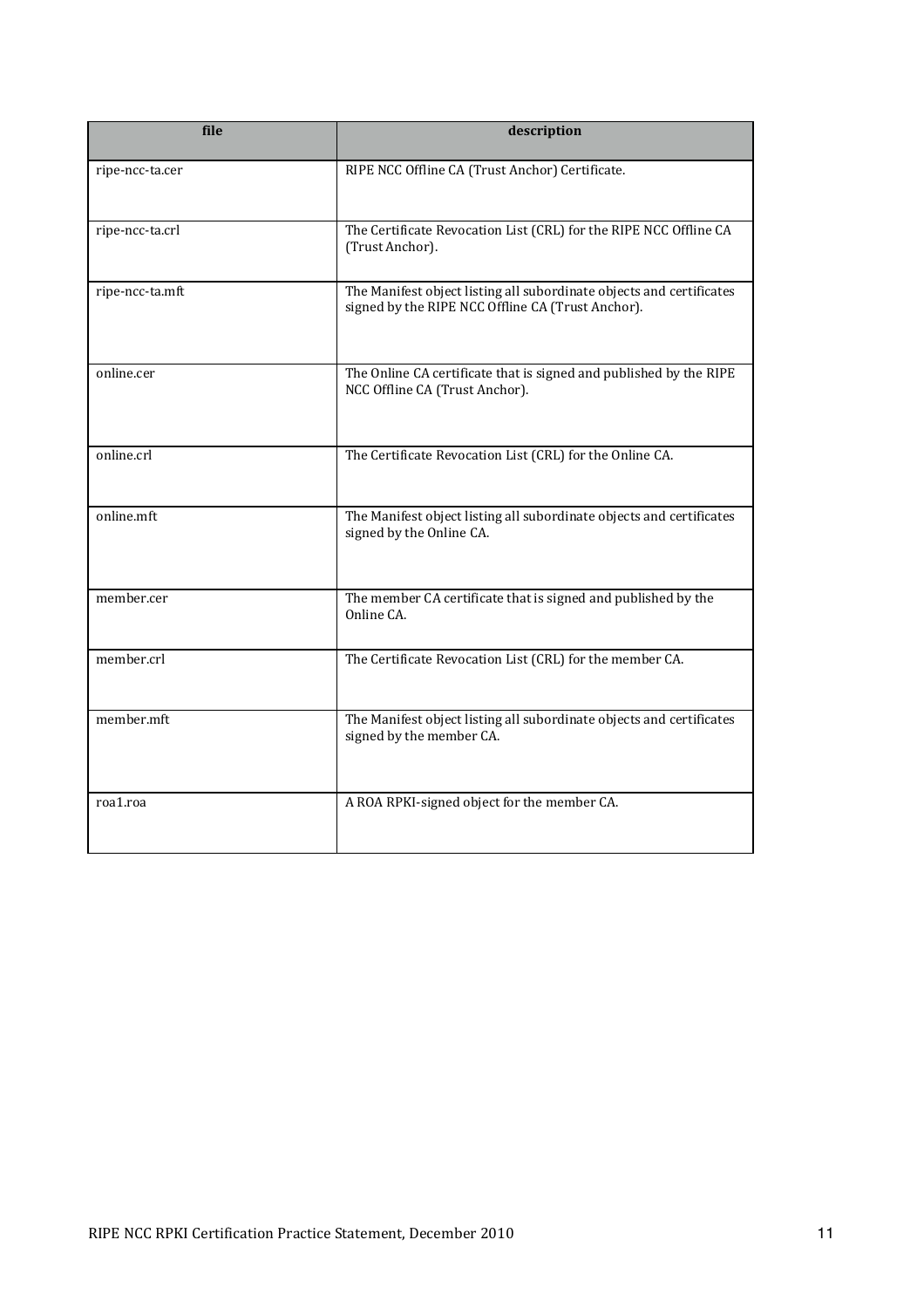| file | description |
| --- | --- |
| ripe-ncc-ta.cer | RIPE NCC Offline CA (Trust Anchor) Certificate. |
| ripe-ncc-ta.crl | The Certificate Revocation List (CRL) for the RIPE NCC Offline CA (Trust Anchor). |
| ripe-ncc-ta.mft | The Manifest object listing all subordinate objects and certificates signed by the RIPE NCC Offline CA (Trust Anchor). |
| online.cer | The Online CA certificate that is signed and published by the RIPE NCC Offline CA (Trust Anchor). |
| online.crl | The Certificate Revocation List (CRL) for the Online CA. |
| online.mft | The Manifest object listing all subordinate objects and certificates signed by the Online CA. |
| member.cer | The member CA certificate that is signed and published by the Online CA. |
| member.crl | The Certificate Revocation List (CRL) for the member CA. |
| member.mft | The Manifest object listing all subordinate objects and certificates signed by the member CA. |
| roa1.roa | A ROA RPKI-signed object for the member CA. |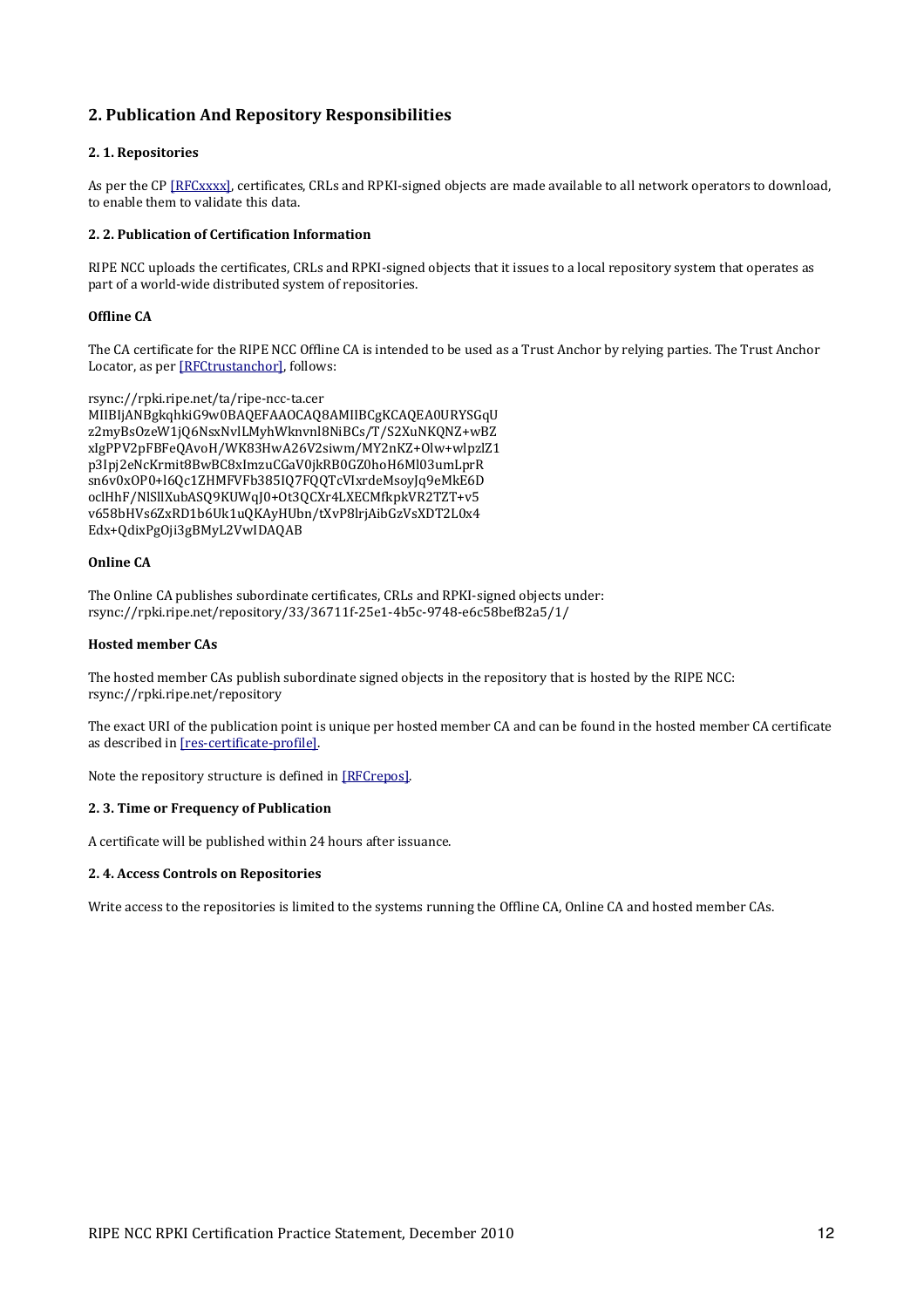## 2. Publication And Repository Responsibilities

### 2. 1. Repositories

As per the CP [RFCxxxx], certificates, CRLs and RPKI-signed objects are made available to all network operators to download, to enable them to validate this data.

### 2. 2. Publication of Certification Information

RIPE NCC uploads the certificates, CRLs and RPKI-signed objects that it issues to a local repository system that operates as part of a world-wide distributed system of repositories.

**Offline CA**

The CA certificate for the RIPE NCC Offline CA is intended to be used as a Trust Anchor by relying parties. The Trust Anchor Locator, as per [RFCtrustanchor], follows:

```
rsync://rpki.ripe.net/ta/ripe-ncc-ta.cer
MIIBIjANBgkqhkiG9w0BAQEFAAOCAQ8AMIIBCgKCAQEA0URYSGqU
z2myBsOzeW1jQ6NsxNvlLMyhWknvnl8NiBCs/T/S2XuNKQNZ+wBZ
xIgPPV2pFBFeQAvoH/WK83HwA26V2siwm/MY2nKZ+Olw+wlpzlZ1
p3Ipj2eNcKrmit8BwBC8xImzuCGaV0jkRB0GZ0hoH6Ml03umLprR
sn6v0xOP0+l6Qc1ZHMFVFb385IQ7FQQTcVIxrdeMsoyJq9eMkE6D
oclHhF/NlSllXubASQ9KUWqJ0+Ot3QCXr4LXECMfkpkVR2TZT+v5
v658bHVs6ZxRD1b6Uk1uQKAyHUbn/tXvP8lrjAibGzVsXDT2L0x4
Edx+QdixPgOji3gBMyL2VwIDAQAB
```

**Online CA**

The Online CA publishes subordinate certificates, CRLs and RPKI-signed objects under:
rsync://rpki.ripe.net/repository/33/36711f-25e1-4b5c-9748-e6c58bef82a5/1/

**Hosted member CAs**

The hosted member CAs publish subordinate signed objects in the repository that is hosted by the RIPE NCC:
rsync://rpki.ripe.net/repository

The exact URI of the publication point is unique per hosted member CA and can be found in the hosted member CA certificate as described in [res-certificate-profile].

Note the repository structure is defined in [RFCrepos].

### 2. 3. Time or Frequency of Publication

A certificate will be published within 24 hours after issuance.

### 2. 4. Access Controls on Repositories

Write access to the repositories is limited to the systems running the Offline CA, Online CA and hosted member CAs.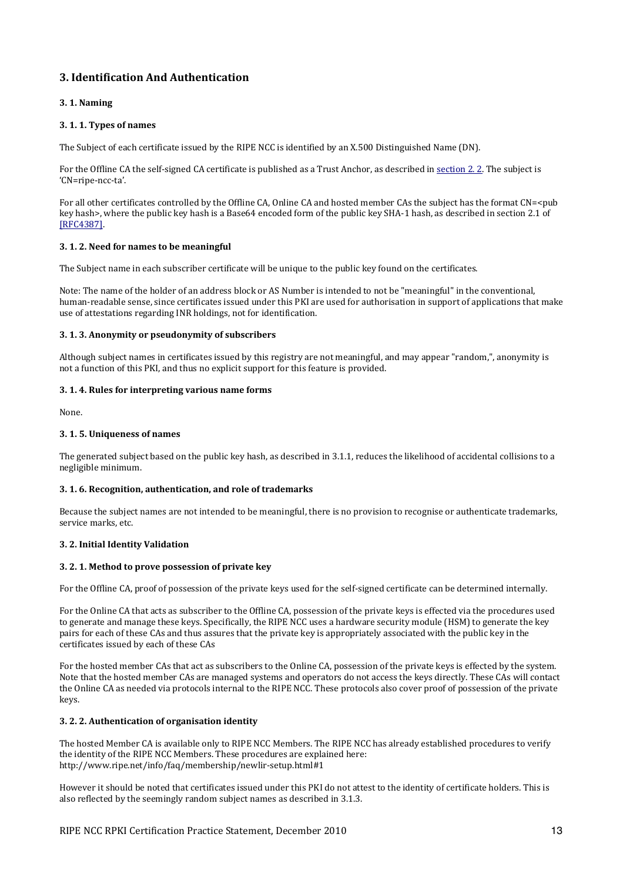# 3. Identification And Authentication

## 3. 1. Naming

### 3. 1. 1. Types of names

The Subject of each certificate issued by the RIPE NCC is identified by an X.500 Distinguished Name (DN).

For the Offline CA the self-signed CA certificate is published as a Trust Anchor, as described in section 2. 2. The subject is 'CN=ripe-ncc-ta'.

For all other certificates controlled by the Offline CA, Online CA and hosted member CAs the subject has the format CN=<pub key hash>, where the public key hash is a Base64 encoded form of the public key SHA-1 hash, as described in section 2.1 of [RFC4387].

### 3. 1. 2. Need for names to be meaningful

The Subject name in each subscriber certificate will be unique to the public key found on the certificates.

Note: The name of the holder of an address block or AS Number is intended to not be "meaningful" in the conventional, human-readable sense, since certificates issued under this PKI are used for authorisation in support of applications that make use of attestations regarding INR holdings, not for identification.

### 3. 1. 3. Anonymity or pseudonymity of subscribers

Although subject names in certificates issued by this registry are not meaningful, and may appear "random,", anonymity is not a function of this PKI, and thus no explicit support for this feature is provided.

### 3. 1. 4. Rules for interpreting various name forms

None.

### 3. 1. 5. Uniqueness of names

The generated subject based on the public key hash, as described in 3.1.1, reduces the likelihood of accidental collisions to a negligible minimum.

### 3. 1. 6. Recognition, authentication, and role of trademarks

Because the subject names are not intended to be meaningful, there is no provision to recognise or authenticate trademarks, service marks, etc.

## 3. 2. Initial Identity Validation

### 3. 2. 1. Method to prove possession of private key

For the Offline CA, proof of possession of the private keys used for the self-signed certificate can be determined internally.

For the Online CA that acts as subscriber to the Offline CA, possession of the private keys is effected via the procedures used to generate and manage these keys. Specifically, the RIPE NCC uses a hardware security module (HSM) to generate the key pairs for each of these CAs and thus assures that the private key is appropriately associated with the public key in the certificates issued by each of these CAs

For the hosted member CAs that act as subscribers to the Online CA, possession of the private keys is effected by the system. Note that the hosted member CAs are managed systems and operators do not access the keys directly. These CAs will contact the Online CA as needed via protocols internal to the RIPE NCC. These protocols also cover proof of possession of the private keys.

### 3. 2. 2. Authentication of organisation identity

The hosted Member CA is available only to RIPE NCC Members. The RIPE NCC has already established procedures to verify the identity of the RIPE NCC Members. These procedures are explained here:
http://www.ripe.net/info/faq/membership/newlir-setup.html#1

However it should be noted that certificates issued under this PKI do not attest to the identity of certificate holders. This is also reflected by the seemingly random subject names as described in 3.1.3.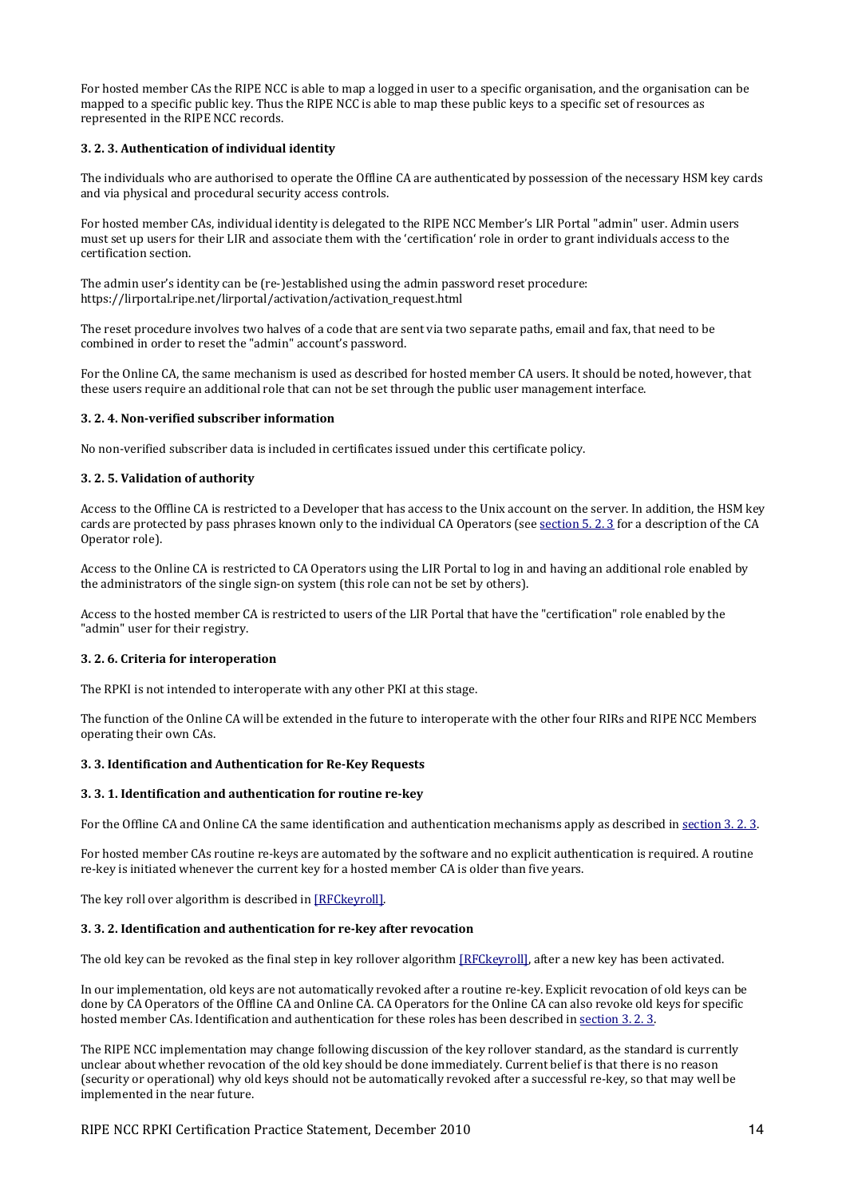For hosted member CAs the RIPE NCC is able to map a logged in user to a specific organisation, and the organisation can be mapped to a specific public key. Thus the RIPE NCC is able to map these public keys to a specific set of resources as represented in the RIPE NCC records.

#### 3. 2. 3. Authentication of individual identity

The individuals who are authorised to operate the Offline CA are authenticated by possession of the necessary HSM key cards and via physical and procedural security access controls.

For hosted member CAs, individual identity is delegated to the RIPE NCC Member's LIR Portal "admin" user. Admin users must set up users for their LIR and associate them with the 'certification' role in order to grant individuals access to the certification section.

The admin user's identity can be (re-)established using the admin password reset procedure: https://lirportal.ripe.net/lirportal/activation/activation_request.html

The reset procedure involves two halves of a code that are sent via two separate paths, email and fax, that need to be combined in order to reset the "admin" account's password.

For the Online CA, the same mechanism is used as described for hosted member CA users. It should be noted, however, that these users require an additional role that can not be set through the public user management interface.

#### 3. 2. 4. Non-verified subscriber information

No non-verified subscriber data is included in certificates issued under this certificate policy.

#### 3. 2. 5. Validation of authority

Access to the Offline CA is restricted to a Developer that has access to the Unix account on the server. In addition, the HSM key cards are protected by pass phrases known only to the individual CA Operators (see section 5. 2. 3 for a description of the CA Operator role).

Access to the Online CA is restricted to CA Operators using the LIR Portal to log in and having an additional role enabled by the administrators of the single sign-on system (this role can not be set by others).

Access to the hosted member CA is restricted to users of the LIR Portal that have the "certification" role enabled by the "admin" user for their registry.

#### 3. 2. 6. Criteria for interoperation

The RPKI is not intended to interoperate with any other PKI at this stage.

The function of the Online CA will be extended in the future to interoperate with the other four RIRs and RIPE NCC Members operating their own CAs.

### 3. 3. Identification and Authentication for Re-Key Requests

#### 3. 3. 1. Identification and authentication for routine re-key

For the Offline CA and Online CA the same identification and authentication mechanisms apply as described in section 3. 2. 3.

For hosted member CAs routine re-keys are automated by the software and no explicit authentication is required. A routine re-key is initiated whenever the current key for a hosted member CA is older than five years.

The key roll over algorithm is described in [RFCkeyroll].

#### 3. 3. 2. Identification and authentication for re-key after revocation

The old key can be revoked as the final step in key rollover algorithm [RFCkeyroll], after a new key has been activated.

In our implementation, old keys are not automatically revoked after a routine re-key. Explicit revocation of old keys can be done by CA Operators of the Offline CA and Online CA. CA Operators for the Online CA can also revoke old keys for specific hosted member CAs. Identification and authentication for these roles has been described in section 3. 2. 3.

The RIPE NCC implementation may change following discussion of the key rollover standard, as the standard is currently unclear about whether revocation of the old key should be done immediately. Current belief is that there is no reason (security or operational) why old keys should not be automatically revoked after a successful re-key, so that may well be implemented in the near future.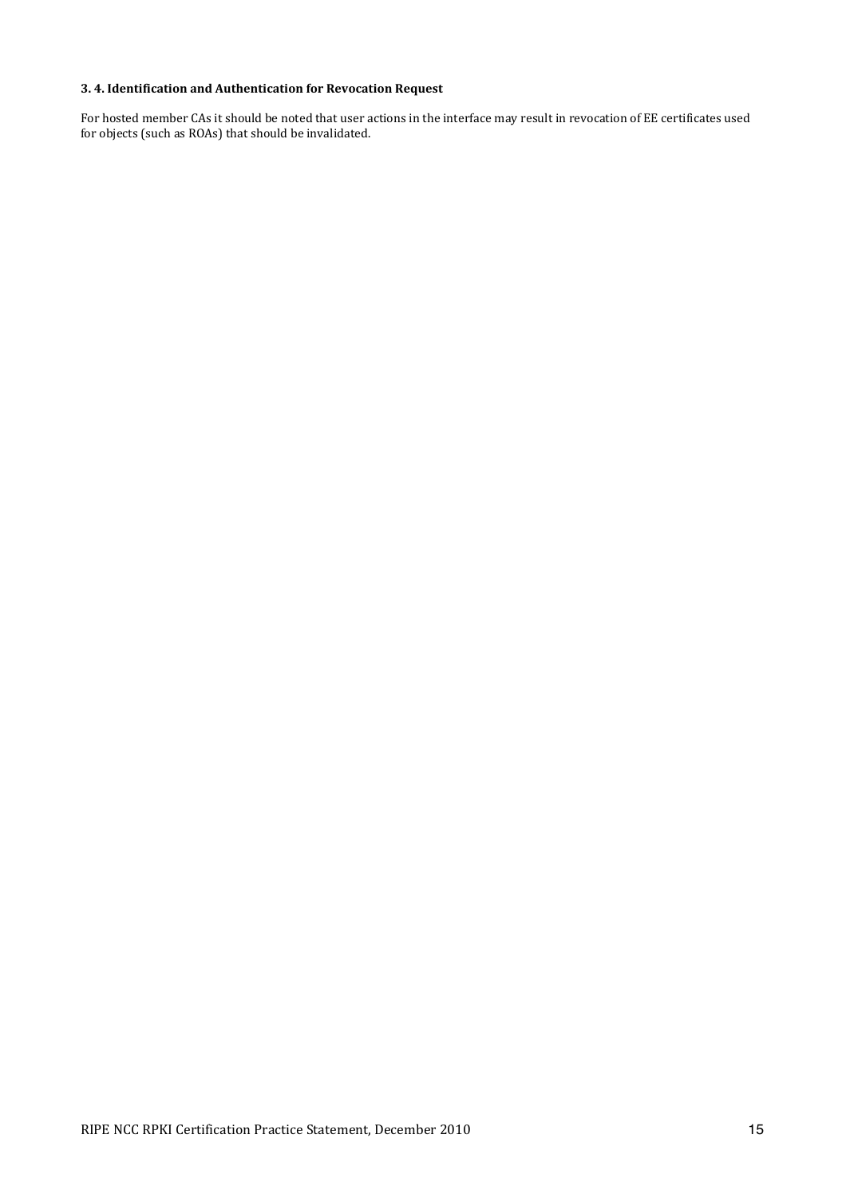### 3. 4. Identification and Authentication for Revocation Request

For hosted member CAs it should be noted that user actions in the interface may result in revocation of EE certificates used for objects (such as ROAs) that should be invalidated.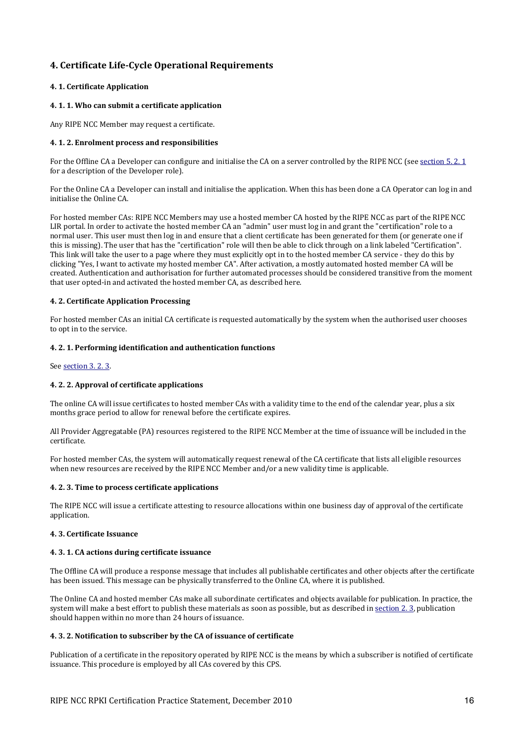# 4. Certificate Life-Cycle Operational Requirements

## 4. 1. Certificate Application

### 4. 1. 1. Who can submit a certificate application

Any RIPE NCC Member may request a certificate.

### 4. 1. 2. Enrolment process and responsibilities

For the Offline CA a Developer can configure and initialise the CA on a server controlled by the RIPE NCC (see section 5. 2. 1 for a description of the Developer role).

For the Online CA a Developer can install and initialise the application. When this has been done a CA Operator can log in and initialise the Online CA.

For hosted member CAs: RIPE NCC Members may use a hosted member CA hosted by the RIPE NCC as part of the RIPE NCC LIR portal. In order to activate the hosted member CA an "admin" user must log in and grant the "certification" role to a normal user. This user must then log in and ensure that a client certificate has been generated for them (or generate one if this is missing). The user that has the "certification" role will then be able to click through on a link labeled "Certification". This link will take the user to a page where they must explicitly opt in to the hosted member CA service - they do this by clicking "Yes, I want to activate my hosted member CA". After activation, a mostly automated hosted member CA will be created. Authentication and authorisation for further automated processes should be considered transitive from the moment that user opted-in and activated the hosted member CA, as described here.

## 4. 2. Certificate Application Processing

For hosted member CAs an initial CA certificate is requested automatically by the system when the authorised user chooses to opt in to the service.

### 4. 2. 1. Performing identification and authentication functions

See section 3. 2. 3.

### 4. 2. 2. Approval of certificate applications

The online CA will issue certificates to hosted member CAs with a validity time to the end of the calendar year, plus a six months grace period to allow for renewal before the certificate expires.

All Provider Aggregatable (PA) resources registered to the RIPE NCC Member at the time of issuance will be included in the certificate.

For hosted member CAs, the system will automatically request renewal of the CA certificate that lists all eligible resources when new resources are received by the RIPE NCC Member and/or a new validity time is applicable.

### 4. 2. 3. Time to process certificate applications

The RIPE NCC will issue a certificate attesting to resource allocations within one business day of approval of the certificate application.

## 4. 3. Certificate Issuance

### 4. 3. 1. CA actions during certificate issuance

The Offline CA will produce a response message that includes all publishable certificates and other objects after the certificate has been issued. This message can be physically transferred to the Online CA, where it is published.

The Online CA and hosted member CAs make all subordinate certificates and objects available for publication. In practice, the system will make a best effort to publish these materials as soon as possible, but as described in section 2. 3, publication should happen within no more than 24 hours of issuance.

### 4. 3. 2. Notification to subscriber by the CA of issuance of certificate

Publication of a certificate in the repository operated by RIPE NCC is the means by which a subscriber is notified of certificate issuance. This procedure is employed by all CAs covered by this CPS.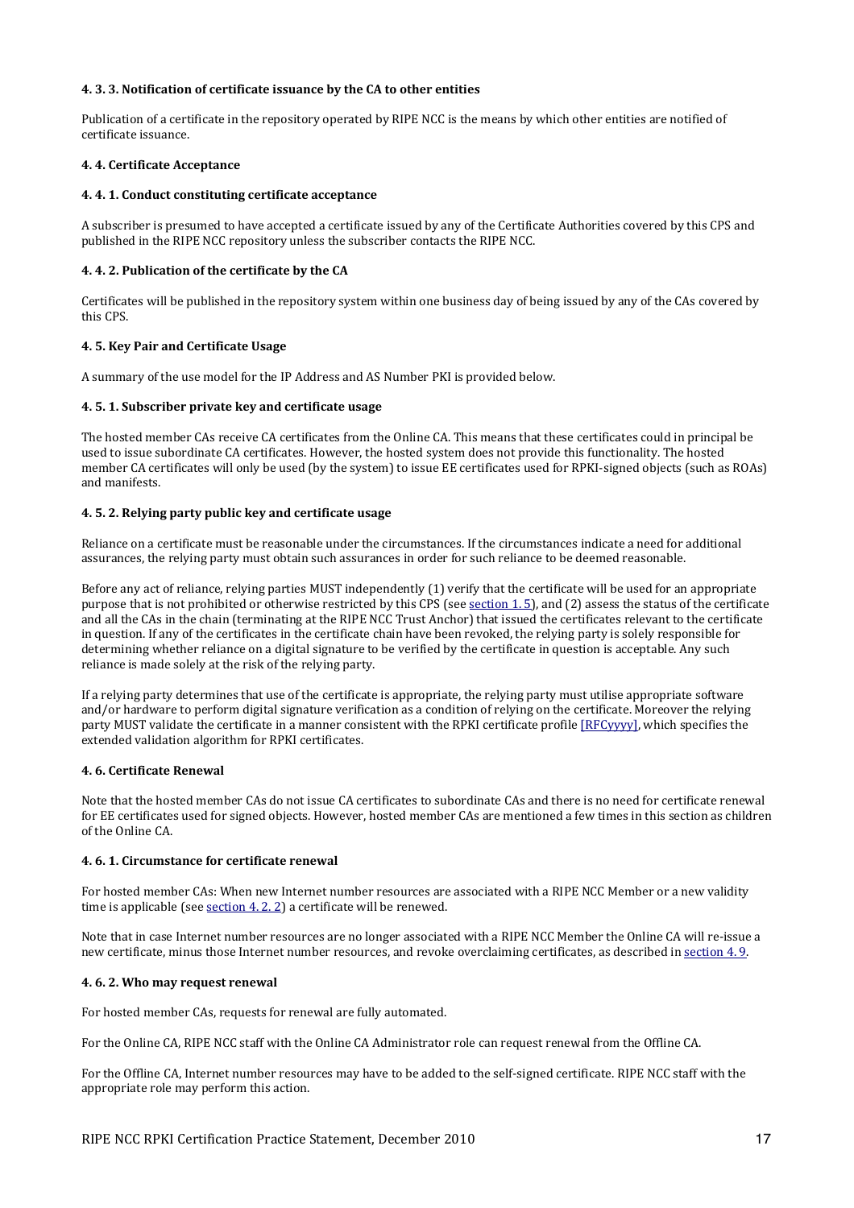#### 4. 3. 3. Notification of certificate issuance by the CA to other entities

Publication of a certificate in the repository operated by RIPE NCC is the means by which other entities are notified of certificate issuance.

### 4. 4. Certificate Acceptance

#### 4. 4. 1. Conduct constituting certificate acceptance

A subscriber is presumed to have accepted a certificate issued by any of the Certificate Authorities covered by this CPS and published in the RIPE NCC repository unless the subscriber contacts the RIPE NCC.

#### 4. 4. 2. Publication of the certificate by the CA

Certificates will be published in the repository system within one business day of being issued by any of the CAs covered by this CPS.

### 4. 5. Key Pair and Certificate Usage

A summary of the use model for the IP Address and AS Number PKI is provided below.

#### 4. 5. 1. Subscriber private key and certificate usage

The hosted member CAs receive CA certificates from the Online CA. This means that these certificates could in principal be used to issue subordinate CA certificates. However, the hosted system does not provide this functionality. The hosted member CA certificates will only be used (by the system) to issue EE certificates used for RPKI-signed objects (such as ROAs) and manifests.

#### 4. 5. 2. Relying party public key and certificate usage

Reliance on a certificate must be reasonable under the circumstances. If the circumstances indicate a need for additional assurances, the relying party must obtain such assurances in order for such reliance to be deemed reasonable.

Before any act of reliance, relying parties MUST independently (1) verify that the certificate will be used for an appropriate purpose that is not prohibited or otherwise restricted by this CPS (see section 1. 5), and (2) assess the status of the certificate and all the CAs in the chain (terminating at the RIPE NCC Trust Anchor) that issued the certificates relevant to the certificate in question. If any of the certificates in the certificate chain have been revoked, the relying party is solely responsible for determining whether reliance on a digital signature to be verified by the certificate in question is acceptable. Any such reliance is made solely at the risk of the relying party.

If a relying party determines that use of the certificate is appropriate, the relying party must utilise appropriate software and/or hardware to perform digital signature verification as a condition of relying on the certificate. Moreover the relying party MUST validate the certificate in a manner consistent with the RPKI certificate profile [RFCyyyy], which specifies the extended validation algorithm for RPKI certificates.

### 4. 6. Certificate Renewal

Note that the hosted member CAs do not issue CA certificates to subordinate CAs and there is no need for certificate renewal for EE certificates used for signed objects. However, hosted member CAs are mentioned a few times in this section as children of the Online CA.

#### 4. 6. 1. Circumstance for certificate renewal

For hosted member CAs: When new Internet number resources are associated with a RIPE NCC Member or a new validity time is applicable (see section 4. 2. 2) a certificate will be renewed.

Note that in case Internet number resources are no longer associated with a RIPE NCC Member the Online CA will re-issue a new certificate, minus those Internet number resources, and revoke overclaiming certificates, as described in section 4. 9.

#### 4. 6. 2. Who may request renewal

For hosted member CAs, requests for renewal are fully automated.

For the Online CA, RIPE NCC staff with the Online CA Administrator role can request renewal from the Offline CA.

For the Offline CA, Internet number resources may have to be added to the self-signed certificate. RIPE NCC staff with the appropriate role may perform this action.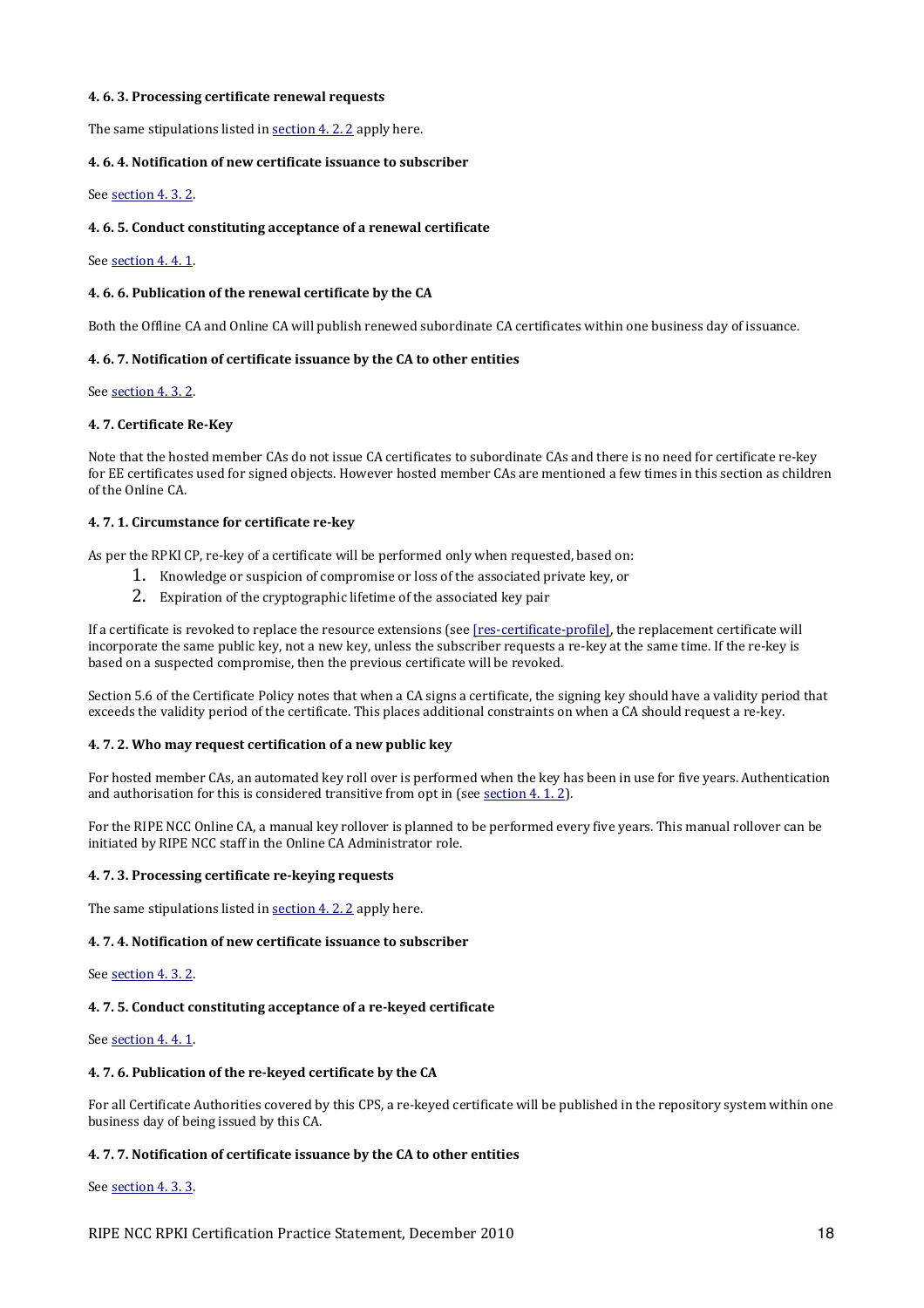#### 4. 6. 3. Processing certificate renewal requests

The same stipulations listed in section 4. 2. 2 apply here.

#### 4. 6. 4. Notification of new certificate issuance to subscriber

See section 4. 3. 2.

#### 4. 6. 5. Conduct constituting acceptance of a renewal certificate

See section 4. 4. 1.

#### 4. 6. 6. Publication of the renewal certificate by the CA

Both the Offline CA and Online CA will publish renewed subordinate CA certificates within one business day of issuance.

#### 4. 6. 7. Notification of certificate issuance by the CA to other entities

See section 4. 3. 2.

### 4. 7. Certificate Re-Key

Note that the hosted member CAs do not issue CA certificates to subordinate CAs and there is no need for certificate re-key for EE certificates used for signed objects. However hosted member CAs are mentioned a few times in this section as children of the Online CA.

#### 4. 7. 1. Circumstance for certificate re-key

As per the RPKI CP, re-key of a certificate will be performed only when requested, based on:

1. Knowledge or suspicion of compromise or loss of the associated private key, or
2. Expiration of the cryptographic lifetime of the associated key pair

If a certificate is revoked to replace the resource extensions (see [res-certificate-profile], the replacement certificate will incorporate the same public key, not a new key, unless the subscriber requests a re-key at the same time. If the re-key is based on a suspected compromise, then the previous certificate will be revoked.

Section 5.6 of the Certificate Policy notes that when a CA signs a certificate, the signing key should have a validity period that exceeds the validity period of the certificate. This places additional constraints on when a CA should request a re-key.

#### 4. 7. 2. Who may request certification of a new public key

For hosted member CAs, an automated key roll over is performed when the key has been in use for five years. Authentication and authorisation for this is considered transitive from opt in (see section 4. 1. 2).

For the RIPE NCC Online CA, a manual key rollover is planned to be performed every five years. This manual rollover can be initiated by RIPE NCC staff in the Online CA Administrator role.

#### 4. 7. 3. Processing certificate re-keying requests

The same stipulations listed in section 4. 2. 2 apply here.

#### 4. 7. 4. Notification of new certificate issuance to subscriber

See section 4. 3. 2.

#### 4. 7. 5. Conduct constituting acceptance of a re-keyed certificate

See section 4. 4. 1.

#### 4. 7. 6. Publication of the re-keyed certificate by the CA

For all Certificate Authorities covered by this CPS, a re-keyed certificate will be published in the repository system within one business day of being issued by this CA.

#### 4. 7. 7. Notification of certificate issuance by the CA to other entities

See section 4. 3. 3.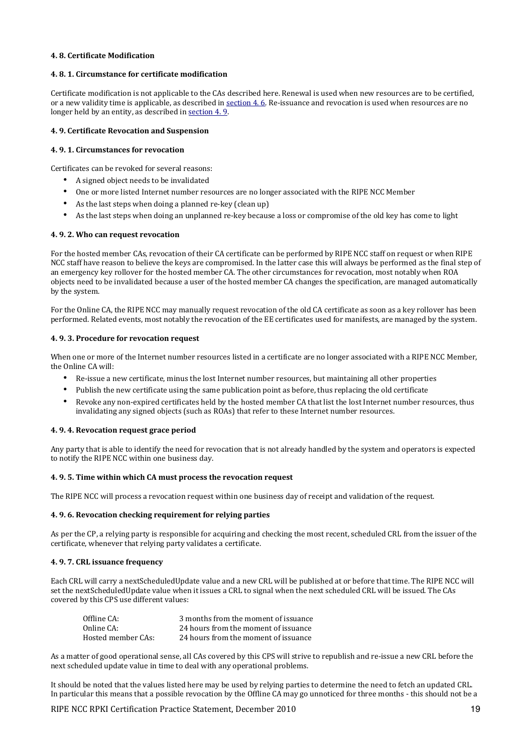#### 4. 8. Certificate Modification

#### 4. 8. 1. Circumstance for certificate modification

Certificate modification is not applicable to the CAs described here. Renewal is used when new resources are to be certified, or a new validity time is applicable, as described in [section 4. 6](). Re-issuance and revocation is used when resources are no longer held by an entity, as described in [section 4. 9]().

#### 4. 9. Certificate Revocation and Suspension

#### 4. 9. 1. Circumstances for revocation

Certificates can be revoked for several reasons:

- A signed object needs to be invalidated
- One or more listed Internet number resources are no longer associated with the RIPE NCC Member
- As the last steps when doing a planned re-key (clean up)
- As the last steps when doing an unplanned re-key because a loss or compromise of the old key has come to light

#### 4. 9. 2. Who can request revocation

For the hosted member CAs, revocation of their CA certificate can be performed by RIPE NCC staff on request or when RIPE NCC staff have reason to believe the keys are compromised. In the latter case this will always be performed as the final step of an emergency key rollover for the hosted member CA. The other circumstances for revocation, most notably when ROA objects need to be invalidated because a user of the hosted member CA changes the specification, are managed automatically by the system.

For the Online CA, the RIPE NCC may manually request revocation of the old CA certificate as soon as a key rollover has been performed. Related events, most notably the revocation of the EE certificates used for manifests, are managed by the system.

#### 4. 9. 3. Procedure for revocation request

When one or more of the Internet number resources listed in a certificate are no longer associated with a RIPE NCC Member, the Online CA will:

- Re-issue a new certificate, minus the lost Internet number resources, but maintaining all other properties
- Publish the new certificate using the same publication point as before, thus replacing the old certificate
- Revoke any non-expired certificates held by the hosted member CA that list the lost Internet number resources, thus invalidating any signed objects (such as ROAs) that refer to these Internet number resources.

#### 4. 9. 4. Revocation request grace period

Any party that is able to identify the need for revocation that is not already handled by the system and operators is expected to notify the RIPE NCC within one business day.

#### 4. 9. 5. Time within which CA must process the revocation request

The RIPE NCC will process a revocation request within one business day of receipt and validation of the request.

#### 4. 9. 6. Revocation checking requirement for relying parties

As per the CP, a relying party is responsible for acquiring and checking the most recent, scheduled CRL from the issuer of the certificate, whenever that relying party validates a certificate.

#### 4. 9. 7. CRL issuance frequency

Each CRL will carry a nextScheduledUpdate value and a new CRL will be published at or before that time. The RIPE NCC will set the nextScheduledUpdate value when it issues a CRL to signal when the next scheduled CRL will be issued. The CAs covered by this CPS use different values:

| | |
|---|---|
| Offline CA: | 3 months from the moment of issuance |
| Online CA: | 24 hours from the moment of issuance |
| Hosted member CAs: | 24 hours from the moment of issuance |

As a matter of good operational sense, all CAs covered by this CPS will strive to republish and re-issue a new CRL before the next scheduled update value in time to deal with any operational problems.

It should be noted that the values listed here may be used by relying parties to determine the need to fetch an updated CRL. In particular this means that a possible revocation by the Offline CA may go unnoticed for three months - this should not be a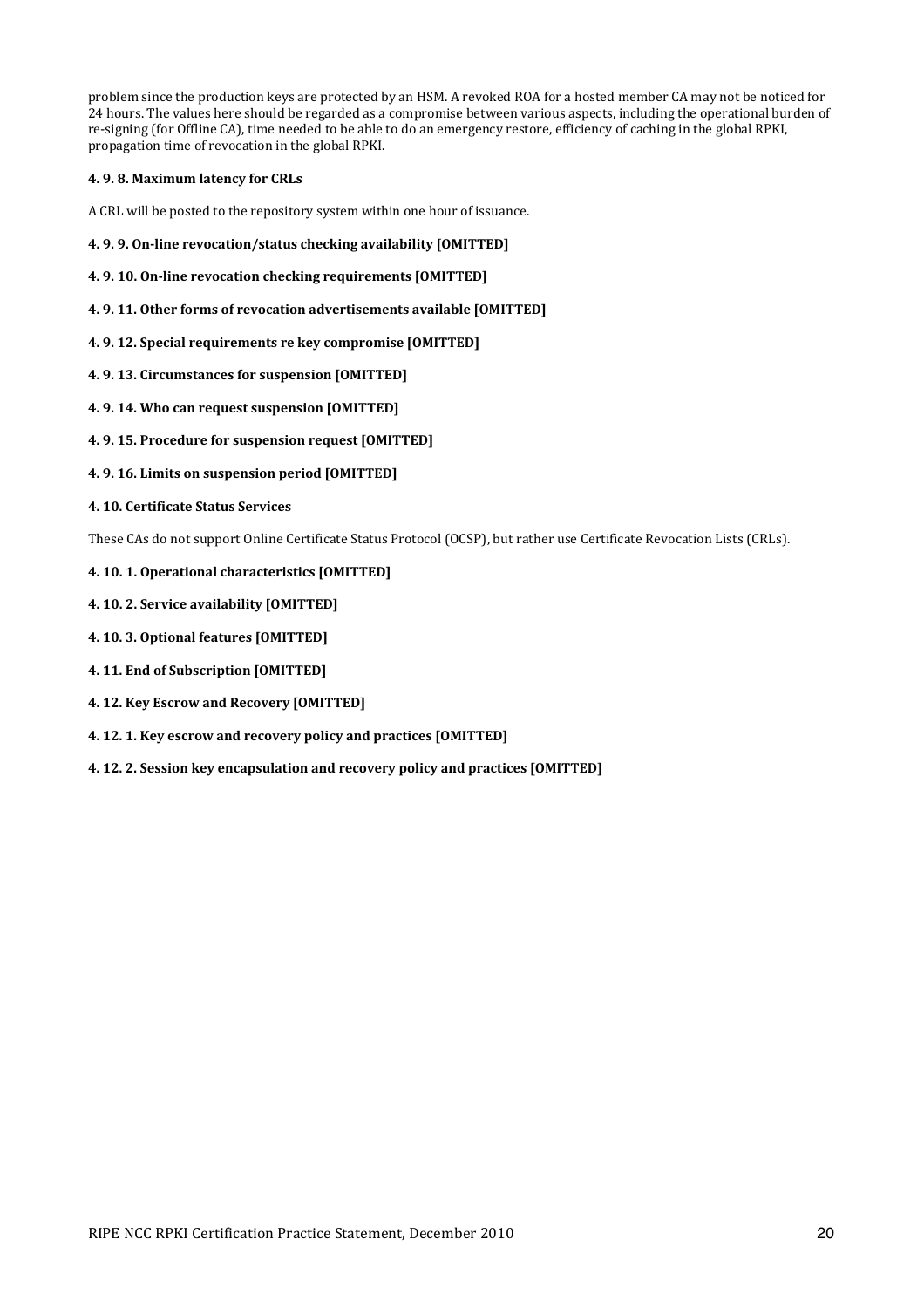problem since the production keys are protected by an HSM. A revoked ROA for a hosted member CA may not be noticed for 24 hours. The values here should be regarded as a compromise between various aspects, including the operational burden of re-signing (for Offline CA), time needed to be able to do an emergency restore, efficiency of caching in the global RPKI, propagation time of revocation in the global RPKI.

#### 4. 9. 8. Maximum latency for CRLs

A CRL will be posted to the repository system within one hour of issuance.

#### 4. 9. 9. On-line revocation/status checking availability [OMITTED]

#### 4. 9. 10. On-line revocation checking requirements [OMITTED]

#### 4. 9. 11. Other forms of revocation advertisements available [OMITTED]

#### 4. 9. 12. Special requirements re key compromise [OMITTED]

#### 4. 9. 13. Circumstances for suspension [OMITTED]

#### 4. 9. 14. Who can request suspension [OMITTED]

#### 4. 9. 15. Procedure for suspension request [OMITTED]

#### 4. 9. 16. Limits on suspension period [OMITTED]

### 4. 10. Certificate Status Services

These CAs do not support Online Certificate Status Protocol (OCSP), but rather use Certificate Revocation Lists (CRLs).

#### 4. 10. 1. Operational characteristics [OMITTED]

#### 4. 10. 2. Service availability [OMITTED]

#### 4. 10. 3. Optional features [OMITTED]

### 4. 11. End of Subscription [OMITTED]

### 4. 12. Key Escrow and Recovery [OMITTED]

#### 4. 12. 1. Key escrow and recovery policy and practices [OMITTED]

#### 4. 12. 2. Session key encapsulation and recovery policy and practices [OMITTED]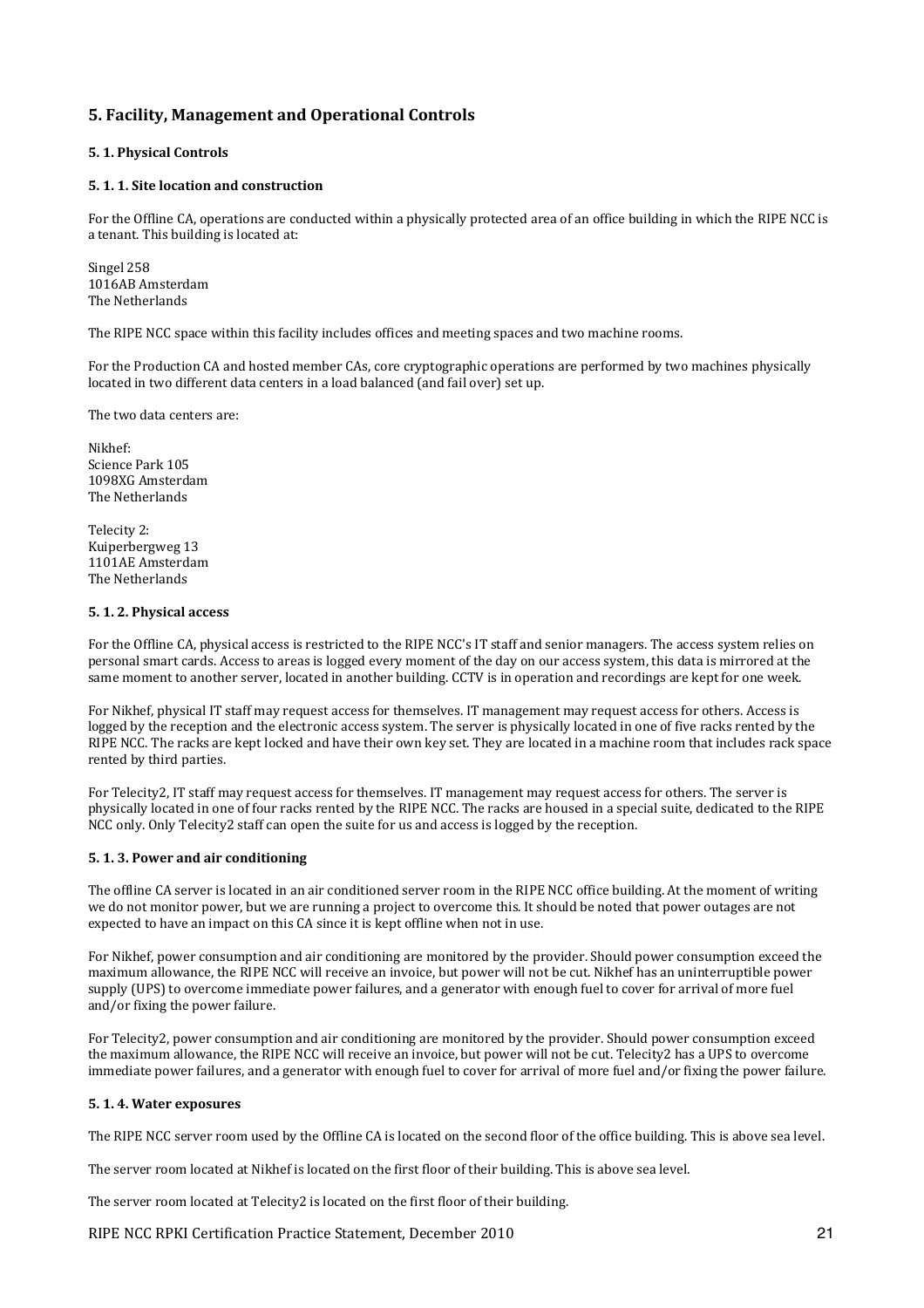## 5. Facility, Management and Operational Controls

### 5. 1. Physical Controls

#### 5. 1. 1. Site location and construction

For the Offline CA, operations are conducted within a physically protected area of an office building in which the RIPE NCC is a tenant. This building is located at:

Singel 258
1016AB Amsterdam
The Netherlands

The RIPE NCC space within this facility includes offices and meeting spaces and two machine rooms.

For the Production CA and hosted member CAs, core cryptographic operations are performed by two machines physically located in two different data centers in a load balanced (and fail over) set up.

The two data centers are:

Nikhef:
Science Park 105
1098XG Amsterdam
The Netherlands

Telecity 2:
Kuiperbergweg 13
1101AE Amsterdam
The Netherlands

#### 5. 1. 2. Physical access

For the Offline CA, physical access is restricted to the RIPE NCC's IT staff and senior managers. The access system relies on personal smart cards. Access to areas is logged every moment of the day on our access system, this data is mirrored at the same moment to another server, located in another building. CCTV is in operation and recordings are kept for one week.

For Nikhef, physical IT staff may request access for themselves. IT management may request access for others. Access is logged by the reception and the electronic access system. The server is physically located in one of five racks rented by the RIPE NCC. The racks are kept locked and have their own key set. They are located in a machine room that includes rack space rented by third parties.

For Telecity2, IT staff may request access for themselves. IT management may request access for others. The server is physically located in one of four racks rented by the RIPE NCC. The racks are housed in a special suite, dedicated to the RIPE NCC only. Only Telecity2 staff can open the suite for us and access is logged by the reception.

#### 5. 1. 3. Power and air conditioning

The offline CA server is located in an air conditioned server room in the RIPE NCC office building. At the moment of writing we do not monitor power, but we are running a project to overcome this. It should be noted that power outages are not expected to have an impact on this CA since it is kept offline when not in use.

For Nikhef, power consumption and air conditioning are monitored by the provider. Should power consumption exceed the maximum allowance, the RIPE NCC will receive an invoice, but power will not be cut. Nikhef has an uninterruptible power supply (UPS) to overcome immediate power failures, and a generator with enough fuel to cover for arrival of more fuel and/or fixing the power failure.

For Telecity2, power consumption and air conditioning are monitored by the provider. Should power consumption exceed the maximum allowance, the RIPE NCC will receive an invoice, but power will not be cut. Telecity2 has a UPS to overcome immediate power failures, and a generator with enough fuel to cover for arrival of more fuel and/or fixing the power failure.

#### 5. 1. 4. Water exposures

The RIPE NCC server room used by the Offline CA is located on the second floor of the office building. This is above sea level.

The server room located at Nikhef is located on the first floor of their building. This is above sea level.

The server room located at Telecity2 is located on the first floor of their building.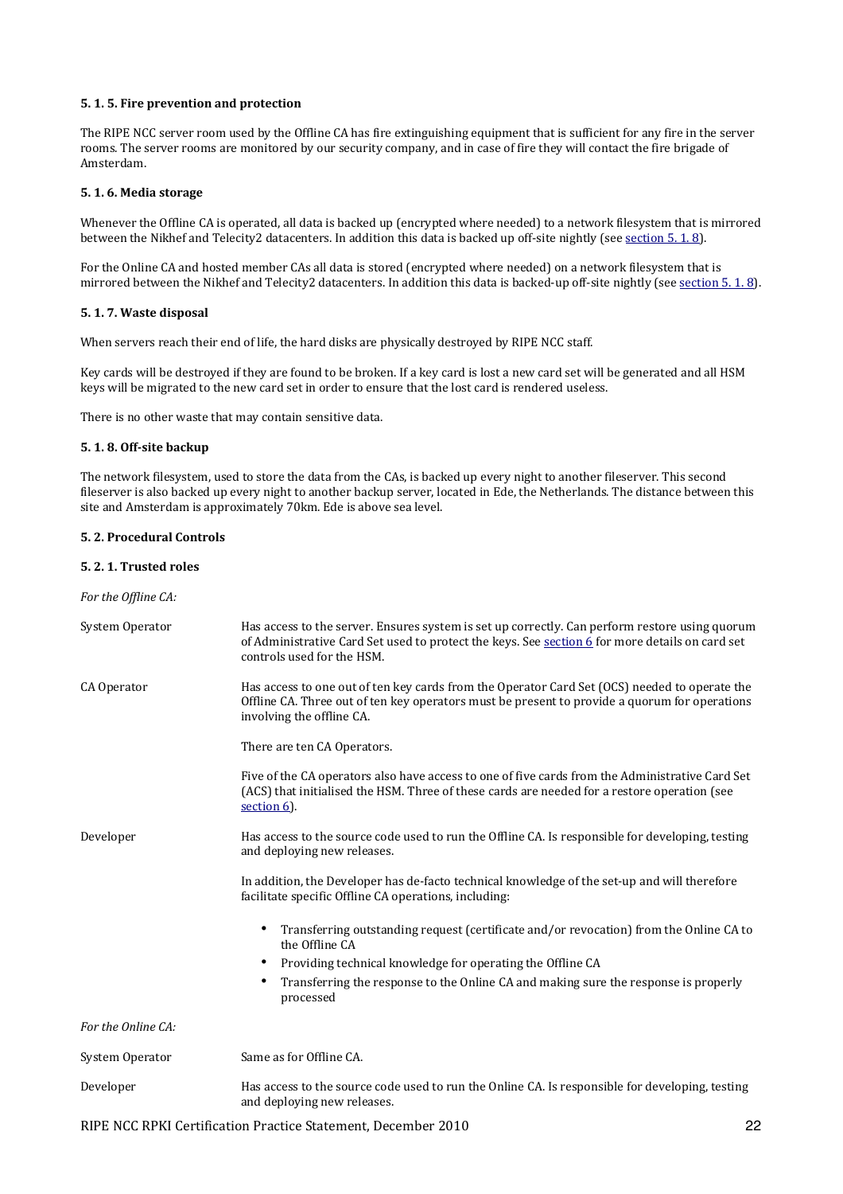#### 5. 1. 5. Fire prevention and protection

The RIPE NCC server room used by the Offline CA has fire extinguishing equipment that is sufficient for any fire in the server rooms. The server rooms are monitored by our security company, and in case of fire they will contact the fire brigade of Amsterdam.

#### 5. 1. 6. Media storage

Whenever the Offline CA is operated, all data is backed up (encrypted where needed) to a network filesystem that is mirrored between the Nikhef and Telecity2 datacenters. In addition this data is backed up off-site nightly (see section 5. 1. 8).

For the Online CA and hosted member CAs all data is stored (encrypted where needed) on a network filesystem that is mirrored between the Nikhef and Telecity2 datacenters. In addition this data is backed-up off-site nightly (see section 5. 1. 8).

#### 5. 1. 7. Waste disposal

When servers reach their end of life, the hard disks are physically destroyed by RIPE NCC staff.

Key cards will be destroyed if they are found to be broken. If a key card is lost a new card set will be generated and all HSM keys will be migrated to the new card set in order to ensure that the lost card is rendered useless.

There is no other waste that may contain sensitive data.

#### 5. 1. 8. Off-site backup

The network filesystem, used to store the data from the CAs, is backed up every night to another fileserver. This second fileserver is also backed up every night to another backup server, located in Ede, the Netherlands. The distance between this site and Amsterdam is approximately 70km. Ede is above sea level.

### 5. 2. Procedural Controls

#### 5. 2. 1. Trusted roles

*For the Offline CA:*

| Role | Description |
|---|---|
| System Operator | Has access to the server. Ensures system is set up correctly. Can perform restore using quorum of Administrative Card Set used to protect the keys. See section 6 for more details on card set controls used for the HSM. |
| CA Operator | Has access to one out of ten key cards from the Operator Card Set (OCS) needed to operate the Offline CA. Three out of ten key operators must be present to provide a quorum for operations involving the offline CA.<br><br>There are ten CA Operators.<br><br>Five of the CA operators also have access to one of five cards from the Administrative Card Set (ACS) that initialised the HSM. Three of these cards are needed for a restore operation (see section 6). |
| Developer | Has access to the source code used to run the Offline CA. Is responsible for developing, testing and deploying new releases.<br><br>In addition, the Developer has de-facto technical knowledge of the set-up and will therefore facilitate specific Offline CA operations, including:<br><br>• Transferring outstanding request (certificate and/or revocation) from the Online CA to the Offline CA<br>• Providing technical knowledge for operating the Offline CA<br>• Transferring the response to the Online CA and making sure the response is properly processed |

*For the Online CA:*

| Role | Description |
|---|---|
| System Operator | Same as for Offline CA. |
| Developer | Has access to the source code used to run the Online CA. Is responsible for developing, testing and deploying new releases. |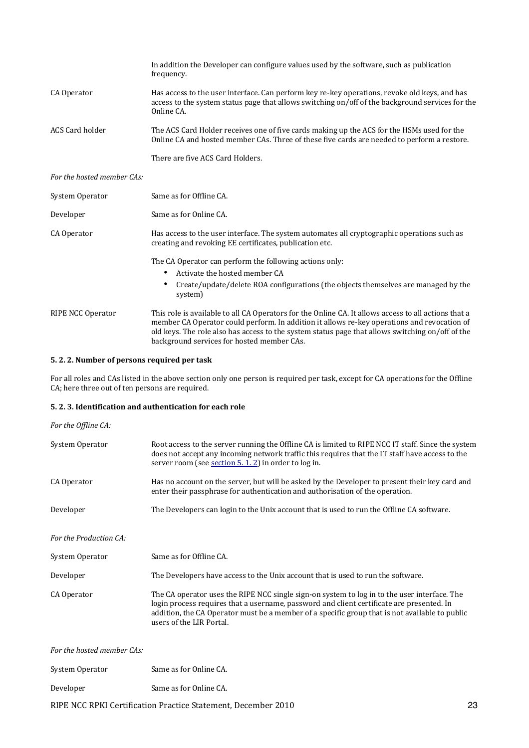|  | In addition the Developer can configure values used by the software, such as publication frequency. |
| --- | --- |
| CA Operator | Has access to the user interface. Can perform key re-key operations, revoke old keys, and has access to the system status page that allows switching on/off of the background services for the Online CA. |
| ACS Card holder | The ACS Card Holder receives one of five cards making up the ACS for the HSMs used for the Online CA and hosted member CAs. Three of these five cards are needed to perform a restore.<br><br>There are five ACS Card Holders. |

*For the hosted member CAs:*

|  |  |
| --- | --- |
| System Operator | Same as for Offline CA. |
| Developer | Same as for Online CA. |
| CA Operator | Has access to the user interface. The system automates all cryptographic operations such as creating and revoking EE certificates, publication etc.<br><br>The CA Operator can perform the following actions only:<br>• Activate the hosted member CA<br>• Create/update/delete ROA configurations (the objects themselves are managed by the system) |
| RIPE NCC Operator | This role is available to all CA Operators for the Online CA. It allows access to all actions that a member CA Operator could perform. In addition it allows re-key operations and revocation of old keys. The role also has access to the system status page that allows switching on/off of the background services for hosted member CAs. |

#### 5. 2. 2. Number of persons required per task

For all roles and CAs listed in the above section only one person is required per task, except for CA operations for the Offline CA; here three out of ten persons are required.

#### 5. 2. 3. Identification and authentication for each role

*For the Offline CA:*

|  |  |
| --- | --- |
| System Operator | Root access to the server running the Offline CA is limited to RIPE NCC IT staff. Since the system does not accept any incoming network traffic this requires that the IT staff have access to the server room (see section 5. 1. 2) in order to log in. |
| CA Operator | Has no account on the server, but will be asked by the Developer to present their key card and enter their passphrase for authentication and authorisation of the operation. |
| Developer | The Developers can login to the Unix account that is used to run the Offline CA software. |

*For the Production CA:*

|  |  |
| --- | --- |
| System Operator | Same as for Offline CA. |
| Developer | The Developers have access to the Unix account that is used to run the software. |
| CA Operator | The CA operator uses the RIPE NCC single sign-on system to log in to the user interface. The login process requires that a username, password and client certificate are presented. In addition, the CA Operator must be a member of a specific group that is not available to public users of the LIR Portal. |

*For the hosted member CAs:*

|  |  |
| --- | --- |
| System Operator | Same as for Online CA. |
| Developer | Same as for Online CA. |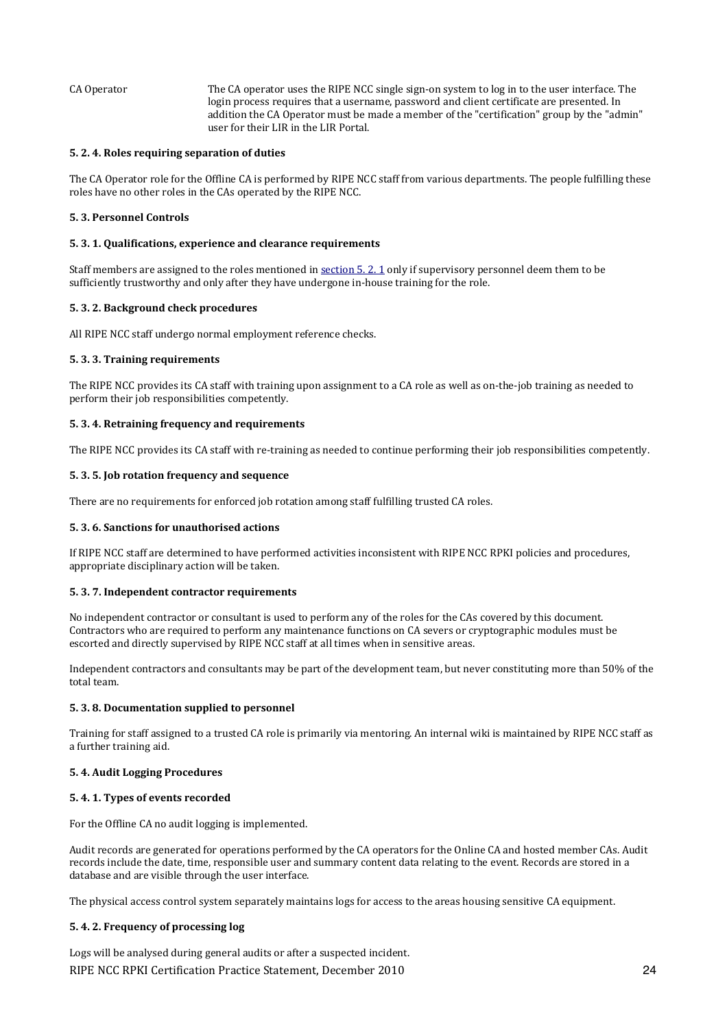| | |
|---|---|
| CA Operator | The CA operator uses the RIPE NCC single sign-on system to log in to the user interface. The login process requires that a username, password and client certificate are presented. In addition the CA Operator must be made a member of the "certification" group by the "admin" user for their LIR in the LIR Portal. |

#### 5. 2. 4. Roles requiring separation of duties

The CA Operator role for the Offline CA is performed by RIPE NCC staff from various departments. The people fulfilling these roles have no other roles in the CAs operated by the RIPE NCC.

### 5. 3. Personnel Controls

#### 5. 3. 1. Qualifications, experience and clearance requirements

Staff members are assigned to the roles mentioned in [section 5. 2. 1](#) only if supervisory personnel deem them to be sufficiently trustworthy and only after they have undergone in-house training for the role.

#### 5. 3. 2. Background check procedures

All RIPE NCC staff undergo normal employment reference checks.

#### 5. 3. 3. Training requirements

The RIPE NCC provides its CA staff with training upon assignment to a CA role as well as on-the-job training as needed to perform their job responsibilities competently.

#### 5. 3. 4. Retraining frequency and requirements

The RIPE NCC provides its CA staff with re-training as needed to continue performing their job responsibilities competently.

#### 5. 3. 5. Job rotation frequency and sequence

There are no requirements for enforced job rotation among staff fulfilling trusted CA roles.

#### 5. 3. 6. Sanctions for unauthorised actions

If RIPE NCC staff are determined to have performed activities inconsistent with RIPE NCC RPKI policies and procedures, appropriate disciplinary action will be taken.

#### 5. 3. 7. Independent contractor requirements

No independent contractor or consultant is used to perform any of the roles for the CAs covered by this document. Contractors who are required to perform any maintenance functions on CA severs or cryptographic modules must be escorted and directly supervised by RIPE NCC staff at all times when in sensitive areas.

Independent contractors and consultants may be part of the development team, but never constituting more than 50% of the total team.

#### 5. 3. 8. Documentation supplied to personnel

Training for staff assigned to a trusted CA role is primarily via mentoring. An internal wiki is maintained by RIPE NCC staff as a further training aid.

### 5. 4. Audit Logging Procedures

#### 5. 4. 1. Types of events recorded

For the Offline CA no audit logging is implemented.

Audit records are generated for operations performed by the CA operators for the Online CA and hosted member CAs. Audit records include the date, time, responsible user and summary content data relating to the event. Records are stored in a database and are visible through the user interface.

The physical access control system separately maintains logs for access to the areas housing sensitive CA equipment.

#### 5. 4. 2. Frequency of processing log

Logs will be analysed during general audits or after a suspected incident.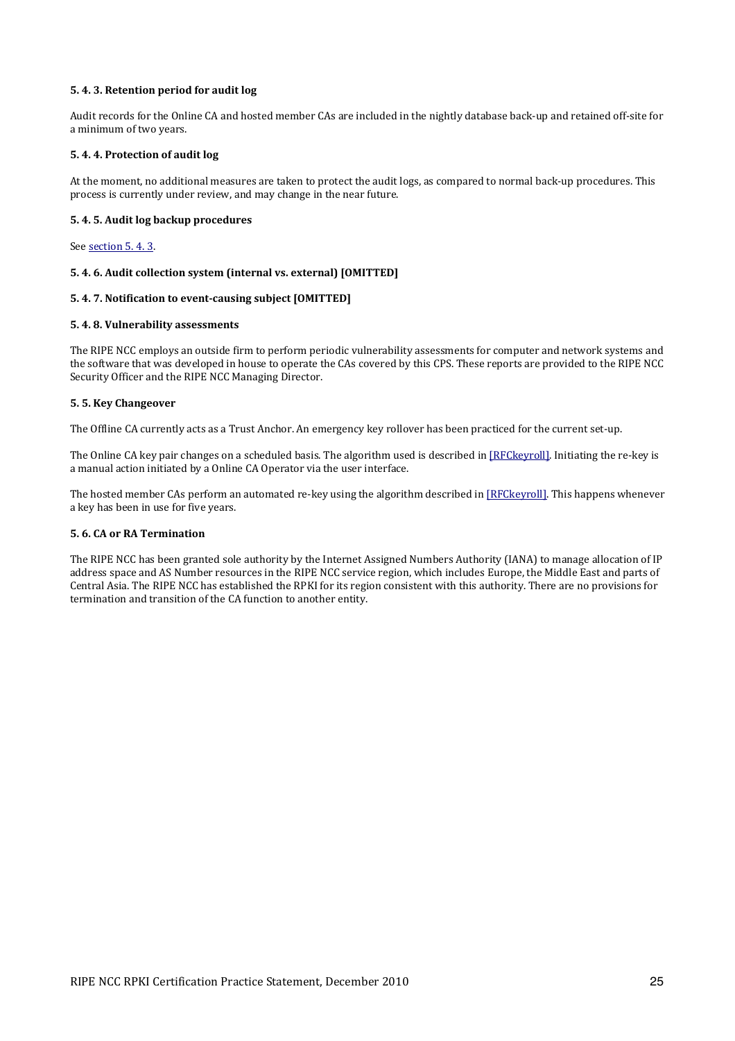#### 5. 4. 3. Retention period for audit log

Audit records for the Online CA and hosted member CAs are included in the nightly database back-up and retained off-site for a minimum of two years.

#### 5. 4. 4. Protection of audit log

At the moment, no additional measures are taken to protect the audit logs, as compared to normal back-up procedures. This process is currently under review, and may change in the near future.

#### 5. 4. 5. Audit log backup procedures

See section 5. 4. 3.

#### 5. 4. 6. Audit collection system (internal vs. external) [OMITTED]

#### 5. 4. 7. Notification to event-causing subject [OMITTED]

#### 5. 4. 8. Vulnerability assessments

The RIPE NCC employs an outside firm to perform periodic vulnerability assessments for computer and network systems and the software that was developed in house to operate the CAs covered by this CPS. These reports are provided to the RIPE NCC Security Officer and the RIPE NCC Managing Director.

### 5. 5. Key Changeover

The Offline CA currently acts as a Trust Anchor. An emergency key rollover has been practiced for the current set-up.

The Online CA key pair changes on a scheduled basis. The algorithm used is described in [RFCkeyroll]. Initiating the re-key is a manual action initiated by a Online CA Operator via the user interface.

The hosted member CAs perform an automated re-key using the algorithm described in [RFCkeyroll]. This happens whenever a key has been in use for five years.

### 5. 6. CA or RA Termination

The RIPE NCC has been granted sole authority by the Internet Assigned Numbers Authority (IANA) to manage allocation of IP address space and AS Number resources in the RIPE NCC service region, which includes Europe, the Middle East and parts of Central Asia. The RIPE NCC has established the RPKI for its region consistent with this authority. There are no provisions for termination and transition of the CA function to another entity.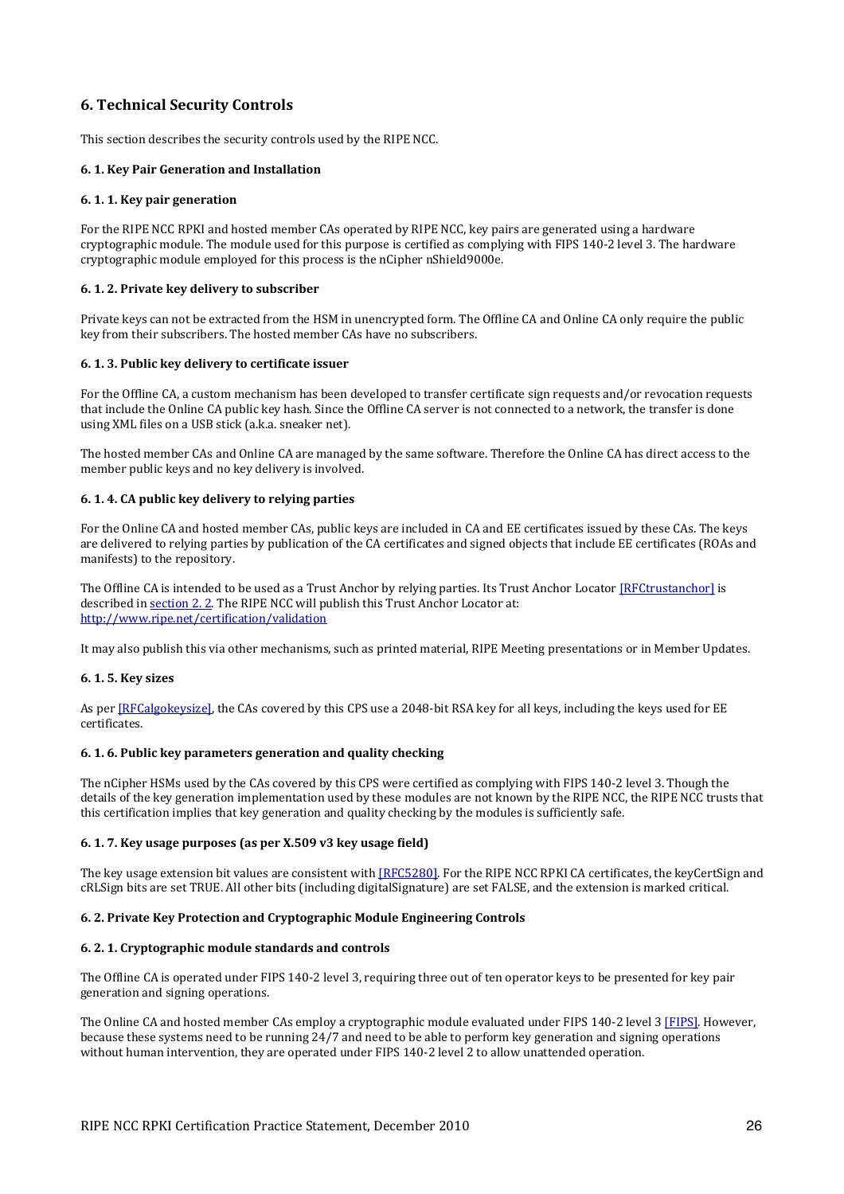# 6. Technical Security Controls

This section describes the security controls used by the RIPE NCC.

### 6. 1. Key Pair Generation and Installation

#### 6. 1. 1. Key pair generation

For the RIPE NCC RPKI and hosted member CAs operated by RIPE NCC, key pairs are generated using a hardware cryptographic module. The module used for this purpose is certified as complying with FIPS 140-2 level 3. The hardware cryptographic module employed for this process is the nCipher nShield9000e.

#### 6. 1. 2. Private key delivery to subscriber

Private keys can not be extracted from the HSM in unencrypted form. The Offline CA and Online CA only require the public key from their subscribers. The hosted member CAs have no subscribers.

#### 6. 1. 3. Public key delivery to certificate issuer

For the Offline CA, a custom mechanism has been developed to transfer certificate sign requests and/or revocation requests that include the Online CA public key hash. Since the Offline CA server is not connected to a network, the transfer is done using XML files on a USB stick (a.k.a. sneaker net).

The hosted member CAs and Online CA are managed by the same software. Therefore the Online CA has direct access to the member public keys and no key delivery is involved.

#### 6. 1. 4. CA public key delivery to relying parties

For the Online CA and hosted member CAs, public keys are included in CA and EE certificates issued by these CAs. The keys are delivered to relying parties by publication of the CA certificates and signed objects that include EE certificates (ROAs and manifests) to the repository.

The Offline CA is intended to be used as a Trust Anchor by relying parties. Its Trust Anchor Locator [RFCtrustanchor] is described in section 2. 2. The RIPE NCC will publish this Trust Anchor Locator at: http://www.ripe.net/certification/validation

It may also publish this via other mechanisms, such as printed material, RIPE Meeting presentations or in Member Updates.

#### 6. 1. 5. Key sizes

As per [RFCalgokeysize], the CAs covered by this CPS use a 2048-bit RSA key for all keys, including the keys used for EE certificates.

#### 6. 1. 6. Public key parameters generation and quality checking

The nCipher HSMs used by the CAs covered by this CPS were certified as complying with FIPS 140-2 level 3. Though the details of the key generation implementation used by these modules are not known by the RIPE NCC, the RIPE NCC trusts that this certification implies that key generation and quality checking by the modules is sufficiently safe.

#### 6. 1. 7. Key usage purposes (as per X.509 v3 key usage field)

The key usage extension bit values are consistent with [RFC5280]. For the RIPE NCC RPKI CA certificates, the keyCertSign and cRLSign bits are set TRUE. All other bits (including digitalSignature) are set FALSE, and the extension is marked critical.

### 6. 2. Private Key Protection and Cryptographic Module Engineering Controls

#### 6. 2. 1. Cryptographic module standards and controls

The Offline CA is operated under FIPS 140-2 level 3, requiring three out of ten operator keys to be presented for key pair generation and signing operations.

The Online CA and hosted member CAs employ a cryptographic module evaluated under FIPS 140-2 level 3 [FIPS]. However, because these systems need to be running 24/7 and need to be able to perform key generation and signing operations without human intervention, they are operated under FIPS 140-2 level 2 to allow unattended operation.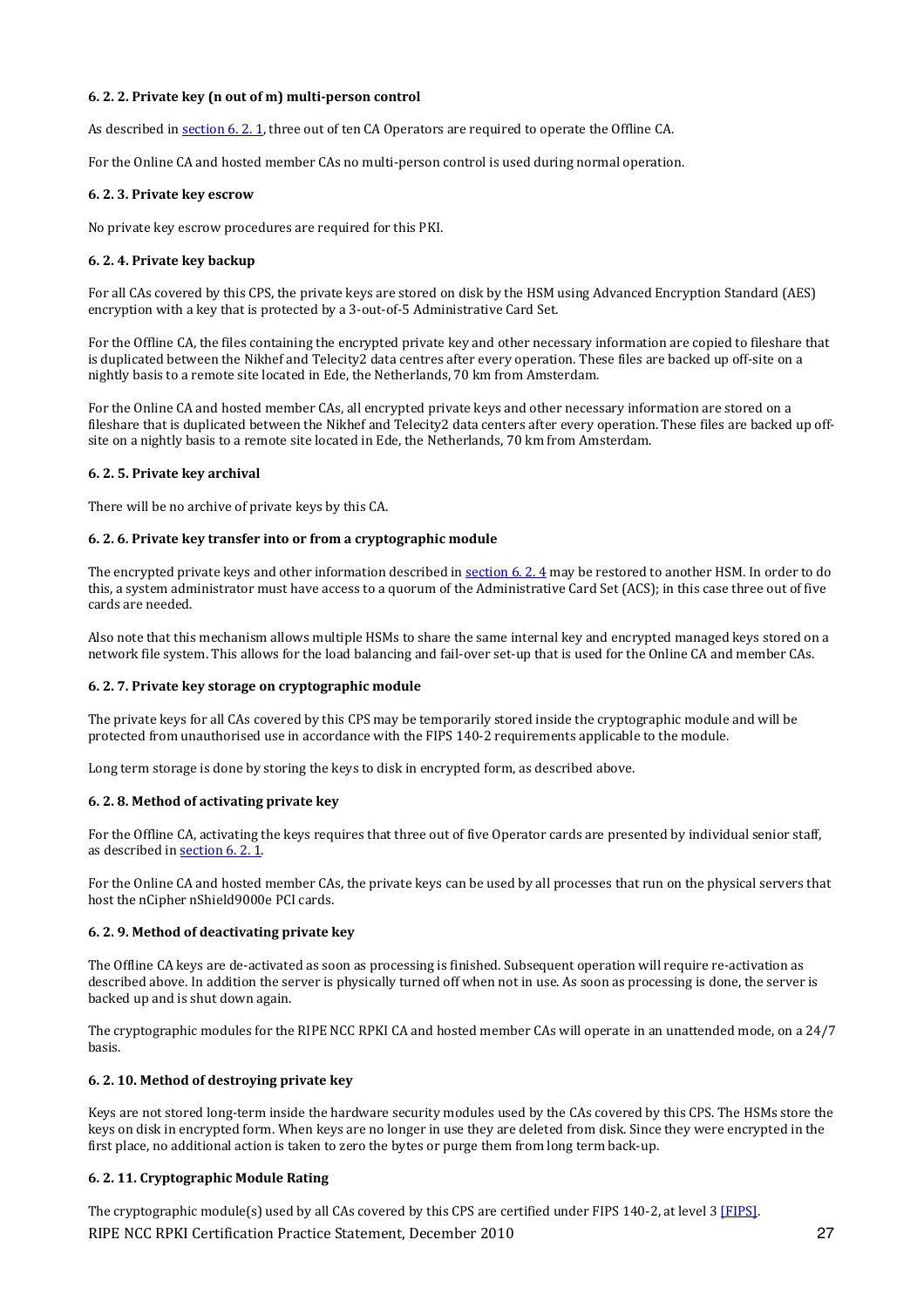#### 6. 2. 2. Private key (n out of m) multi-person control

As described in [section 6. 2. 1](#), three out of ten CA Operators are required to operate the Offline CA.

For the Online CA and hosted member CAs no multi-person control is used during normal operation.

#### 6. 2. 3. Private key escrow

No private key escrow procedures are required for this PKI.

#### 6. 2. 4. Private key backup

For all CAs covered by this CPS, the private keys are stored on disk by the HSM using Advanced Encryption Standard (AES) encryption with a key that is protected by a 3-out-of-5 Administrative Card Set.

For the Offline CA, the files containing the encrypted private key and other necessary information are copied to fileshare that is duplicated between the Nikhef and Telecity2 data centres after every operation. These files are backed up off-site on a nightly basis to a remote site located in Ede, the Netherlands, 70 km from Amsterdam.

For the Online CA and hosted member CAs, all encrypted private keys and other necessary information are stored on a fileshare that is duplicated between the Nikhef and Telecity2 data centers after every operation. These files are backed up off-site on a nightly basis to a remote site located in Ede, the Netherlands, 70 km from Amsterdam.

#### 6. 2. 5. Private key archival

There will be no archive of private keys by this CA.

#### 6. 2. 6. Private key transfer into or from a cryptographic module

The encrypted private keys and other information described in [section 6. 2. 4](#) may be restored to another HSM. In order to do this, a system administrator must have access to a quorum of the Administrative Card Set (ACS); in this case three out of five cards are needed.

Also note that this mechanism allows multiple HSMs to share the same internal key and encrypted managed keys stored on a network file system. This allows for the load balancing and fail-over set-up that is used for the Online CA and member CAs.

#### 6. 2. 7. Private key storage on cryptographic module

The private keys for all CAs covered by this CPS may be temporarily stored inside the cryptographic module and will be protected from unauthorised use in accordance with the FIPS 140-2 requirements applicable to the module.

Long term storage is done by storing the keys to disk in encrypted form, as described above.

#### 6. 2. 8. Method of activating private key

For the Offline CA, activating the keys requires that three out of five Operator cards are presented by individual senior staff, as described in [section 6. 2. 1](#).

For the Online CA and hosted member CAs, the private keys can be used by all processes that run on the physical servers that host the nCipher nShield9000e PCI cards.

#### 6. 2. 9. Method of deactivating private key

The Offline CA keys are de-activated as soon as processing is finished. Subsequent operation will require re-activation as described above. In addition the server is physically turned off when not in use. As soon as processing is done, the server is backed up and is shut down again.

The cryptographic modules for the RIPE NCC RPKI CA and hosted member CAs will operate in an unattended mode, on a 24/7 basis.

#### 6. 2. 10. Method of destroying private key

Keys are not stored long-term inside the hardware security modules used by the CAs covered by this CPS. The HSMs store the keys on disk in encrypted form. When keys are no longer in use they are deleted from disk. Since they were encrypted in the first place, no additional action is taken to zero the bytes or purge them from long term back-up.

#### 6. 2. 11. Cryptographic Module Rating

The cryptographic module(s) used by all CAs covered by this CPS are certified under FIPS 140-2, at level 3 [[FIPS]](#).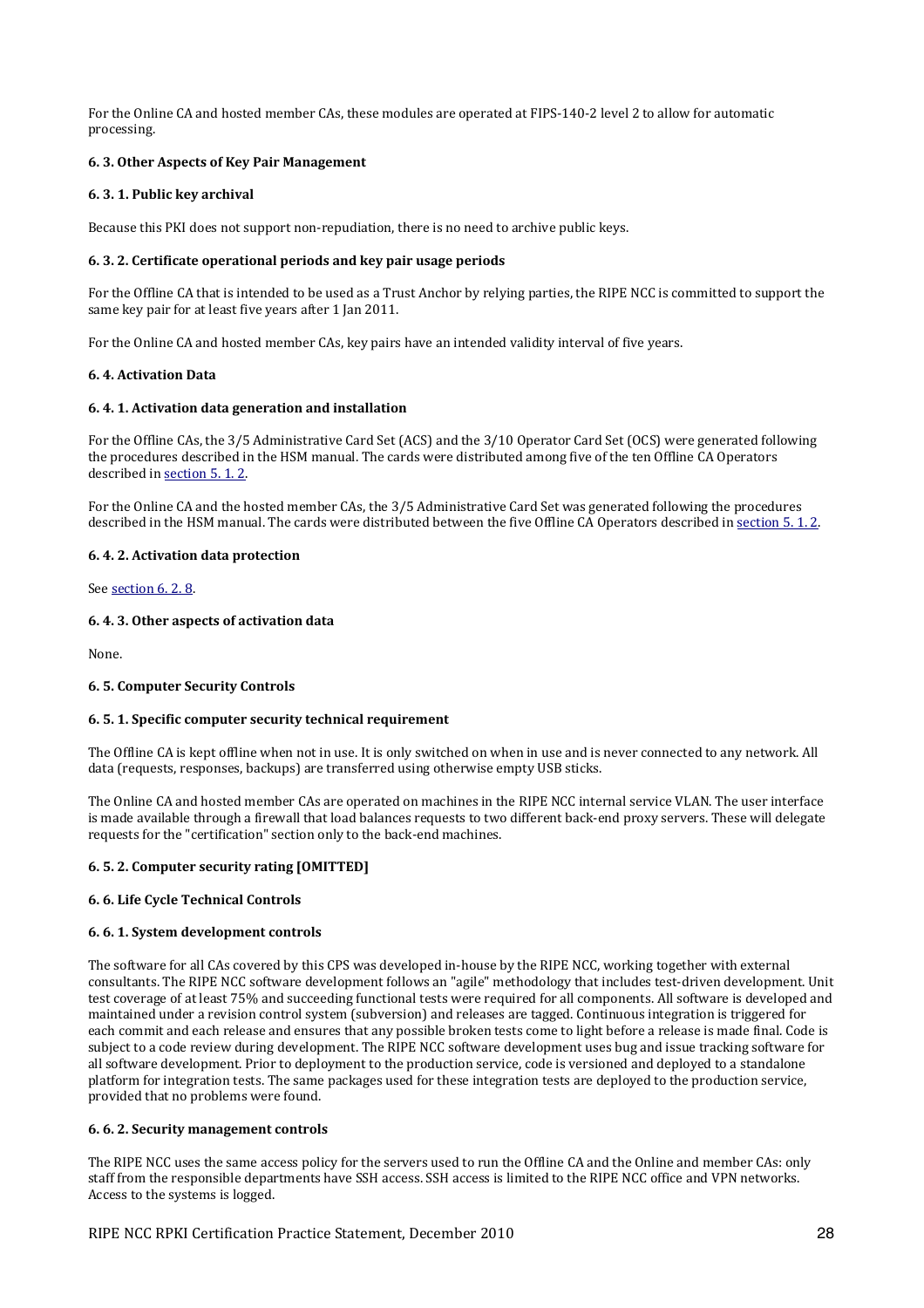For the Online CA and hosted member CAs, these modules are operated at FIPS-140-2 level 2 to allow for automatic processing.

### 6. 3. Other Aspects of Key Pair Management

#### 6. 3. 1. Public key archival

Because this PKI does not support non-repudiation, there is no need to archive public keys.

#### 6. 3. 2. Certificate operational periods and key pair usage periods

For the Offline CA that is intended to be used as a Trust Anchor by relying parties, the RIPE NCC is committed to support the same key pair for at least five years after 1 Jan 2011.

For the Online CA and hosted member CAs, key pairs have an intended validity interval of five years.

### 6. 4. Activation Data

#### 6. 4. 1. Activation data generation and installation

For the Offline CAs, the 3/5 Administrative Card Set (ACS) and the 3/10 Operator Card Set (OCS) were generated following the procedures described in the HSM manual. The cards were distributed among five of the ten Offline CA Operators described in section 5. 1. 2.

For the Online CA and the hosted member CAs, the 3/5 Administrative Card Set was generated following the procedures described in the HSM manual. The cards were distributed between the five Offline CA Operators described in section 5. 1. 2.

#### 6. 4. 2. Activation data protection

See section 6. 2. 8.

#### 6. 4. 3. Other aspects of activation data

None.

### 6. 5. Computer Security Controls

#### 6. 5. 1. Specific computer security technical requirement

The Offline CA is kept offline when not in use. It is only switched on when in use and is never connected to any network. All data (requests, responses, backups) are transferred using otherwise empty USB sticks.

The Online CA and hosted member CAs are operated on machines in the RIPE NCC internal service VLAN. The user interface is made available through a firewall that load balances requests to two different back-end proxy servers. These will delegate requests for the "certification" section only to the back-end machines.

#### 6. 5. 2. Computer security rating [OMITTED]

### 6. 6. Life Cycle Technical Controls

#### 6. 6. 1. System development controls

The software for all CAs covered by this CPS was developed in-house by the RIPE NCC, working together with external consultants. The RIPE NCC software development follows an "agile" methodology that includes test-driven development. Unit test coverage of at least 75% and succeeding functional tests were required for all components. All software is developed and maintained under a revision control system (subversion) and releases are tagged. Continuous integration is triggered for each commit and each release and ensures that any possible broken tests come to light before a release is made final. Code is subject to a code review during development. The RIPE NCC software development uses bug and issue tracking software for all software development. Prior to deployment to the production service, code is versioned and deployed to a standalone platform for integration tests. The same packages used for these integration tests are deployed to the production service, provided that no problems were found.

#### 6. 6. 2. Security management controls

The RIPE NCC uses the same access policy for the servers used to run the Offline CA and the Online and member CAs: only staff from the responsible departments have SSH access. SSH access is limited to the RIPE NCC office and VPN networks. Access to the systems is logged.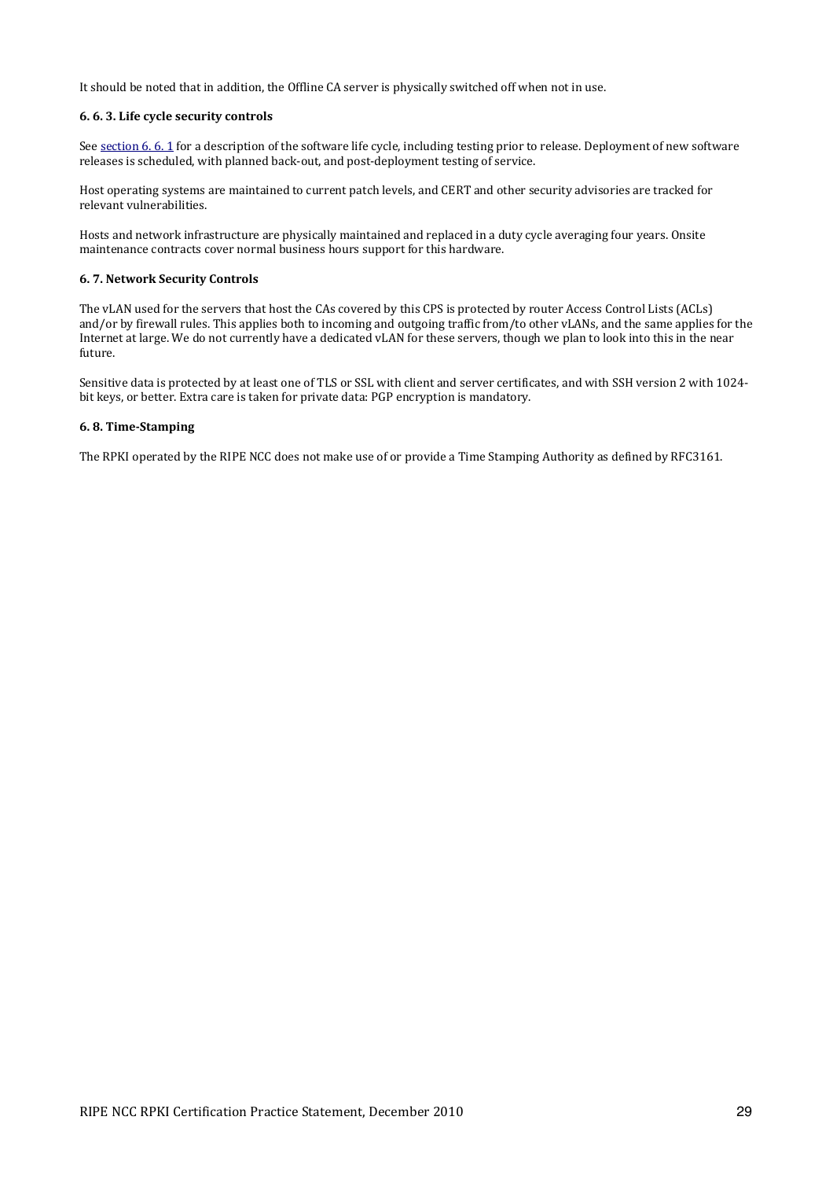It should be noted that in addition, the Offline CA server is physically switched off when not in use.

### 6. 6. 3. Life cycle security controls

See section 6. 6. 1 for a description of the software life cycle, including testing prior to release. Deployment of new software releases is scheduled, with planned back-out, and post-deployment testing of service.

Host operating systems are maintained to current patch levels, and CERT and other security advisories are tracked for relevant vulnerabilities.

Hosts and network infrastructure are physically maintained and replaced in a duty cycle averaging four years. Onsite maintenance contracts cover normal business hours support for this hardware.

## 6. 7. Network Security Controls

The vLAN used for the servers that host the CAs covered by this CPS is protected by router Access Control Lists (ACLs) and/or by firewall rules. This applies both to incoming and outgoing traffic from/to other vLANs, and the same applies for the Internet at large. We do not currently have a dedicated vLAN for these servers, though we plan to look into this in the near future.

Sensitive data is protected by at least one of TLS or SSL with client and server certificates, and with SSH version 2 with 1024-bit keys, or better. Extra care is taken for private data: PGP encryption is mandatory.

## 6. 8. Time-Stamping

The RPKI operated by the RIPE NCC does not make use of or provide a Time Stamping Authority as defined by RFC3161.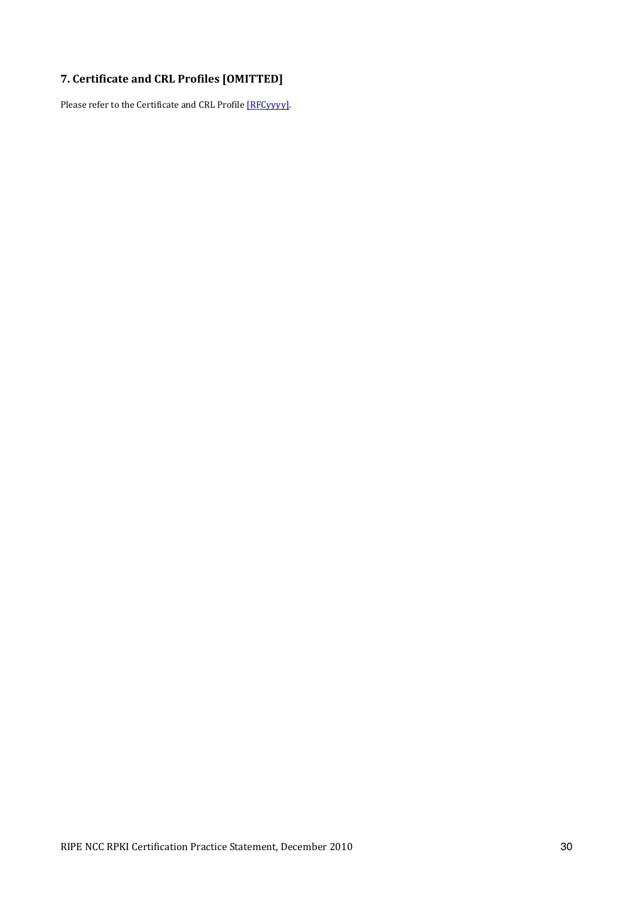## 7. Certificate and CRL Profiles [OMITTED]

Please refer to the Certificate and CRL Profile [RFCyyyy].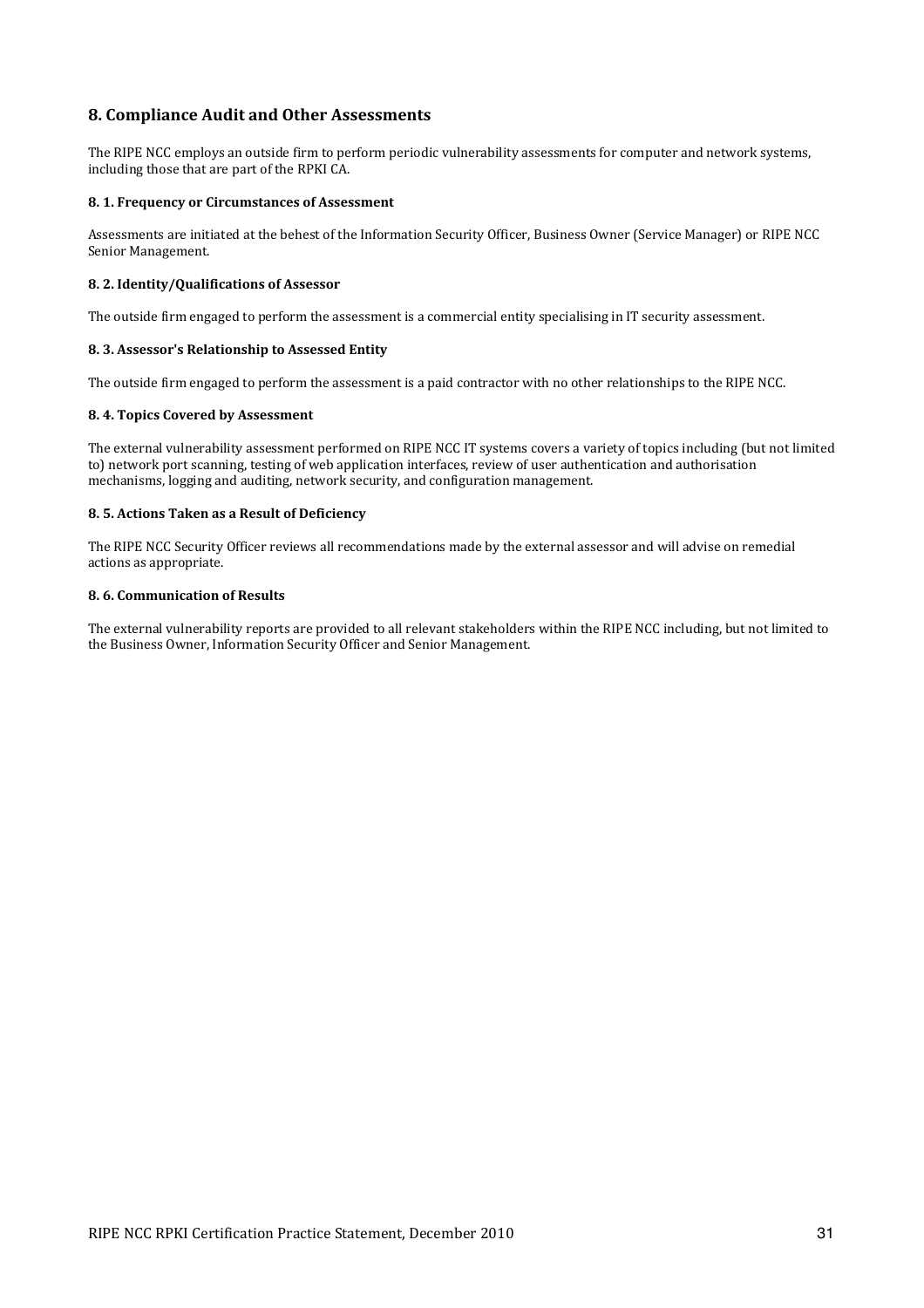## 8. Compliance Audit and Other Assessments

The RIPE NCC employs an outside firm to perform periodic vulnerability assessments for computer and network systems, including those that are part of the RPKI CA.

### 8. 1. Frequency or Circumstances of Assessment

Assessments are initiated at the behest of the Information Security Officer, Business Owner (Service Manager) or RIPE NCC Senior Management.

### 8. 2. Identity/Qualifications of Assessor

The outside firm engaged to perform the assessment is a commercial entity specialising in IT security assessment.

### 8. 3. Assessor's Relationship to Assessed Entity

The outside firm engaged to perform the assessment is a paid contractor with no other relationships to the RIPE NCC.

### 8. 4. Topics Covered by Assessment

The external vulnerability assessment performed on RIPE NCC IT systems covers a variety of topics including (but not limited to) network port scanning, testing of web application interfaces, review of user authentication and authorisation mechanisms, logging and auditing, network security, and configuration management.

### 8. 5. Actions Taken as a Result of Deficiency

The RIPE NCC Security Officer reviews all recommendations made by the external assessor and will advise on remedial actions as appropriate.

### 8. 6. Communication of Results

The external vulnerability reports are provided to all relevant stakeholders within the RIPE NCC including, but not limited to the Business Owner, Information Security Officer and Senior Management.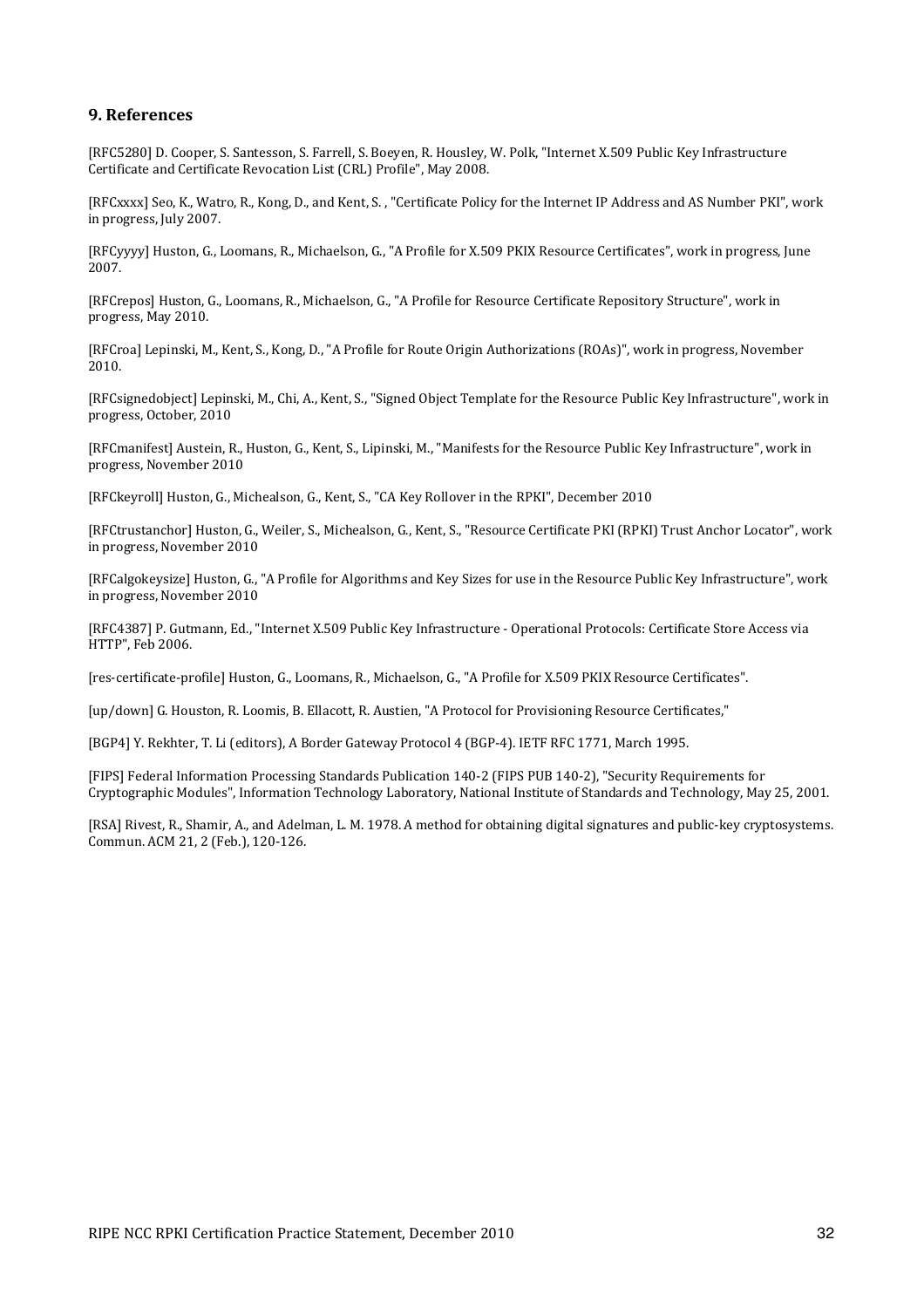## 9. References

[RFC5280] D. Cooper, S. Santesson, S. Farrell, S. Boeyen, R. Housley, W. Polk, "Internet X.509 Public Key Infrastructure Certificate and Certificate Revocation List (CRL) Profile", May 2008.

[RFCxxxx] Seo, K., Watro, R., Kong, D., and Kent, S. , "Certificate Policy for the Internet IP Address and AS Number PKI", work in progress, July 2007.

[RFCyyyy] Huston, G., Loomans, R., Michaelson, G., "A Profile for X.509 PKIX Resource Certificates", work in progress, June 2007.

[RFCrepos] Huston, G., Loomans, R., Michaelson, G., "A Profile for Resource Certificate Repository Structure", work in progress, May 2010.

[RFCroa] Lepinski, M., Kent, S., Kong, D., "A Profile for Route Origin Authorizations (ROAs)", work in progress, November 2010.

[RFCsignedobject] Lepinski, M., Chi, A., Kent, S., "Signed Object Template for the Resource Public Key Infrastructure", work in progress, October, 2010

[RFCmanifest] Austein, R., Huston, G., Kent, S., Lipinski, M., "Manifests for the Resource Public Key Infrastructure", work in progress, November 2010

[RFCkeyroll] Huston, G., Michealson, G., Kent, S., "CA Key Rollover in the RPKI", December 2010

[RFCtrustanchor] Huston, G., Weiler, S., Michealson, G., Kent, S., "Resource Certificate PKI (RPKI) Trust Anchor Locator", work in progress, November 2010

[RFCalgokeysize] Huston, G., "A Profile for Algorithms and Key Sizes for use in the Resource Public Key Infrastructure", work in progress, November 2010

[RFC4387] P. Gutmann, Ed., "Internet X.509 Public Key Infrastructure - Operational Protocols: Certificate Store Access via HTTP", Feb 2006.

[res-certificate-profile] Huston, G., Loomans, R., Michaelson, G., "A Profile for X.509 PKIX Resource Certificates".

[up/down] G. Houston, R. Loomis, B. Ellacott, R. Austien, "A Protocol for Provisioning Resource Certificates,"

[BGP4] Y. Rekhter, T. Li (editors), A Border Gateway Protocol 4 (BGP-4). IETF RFC 1771, March 1995.

[FIPS] Federal Information Processing Standards Publication 140-2 (FIPS PUB 140-2), "Security Requirements for Cryptographic Modules", Information Technology Laboratory, National Institute of Standards and Technology, May 25, 2001.

[RSA] Rivest, R., Shamir, A., and Adelman, L. M. 1978. A method for obtaining digital signatures and public-key cryptosystems. Commun. ACM 21, 2 (Feb.), 120-126.